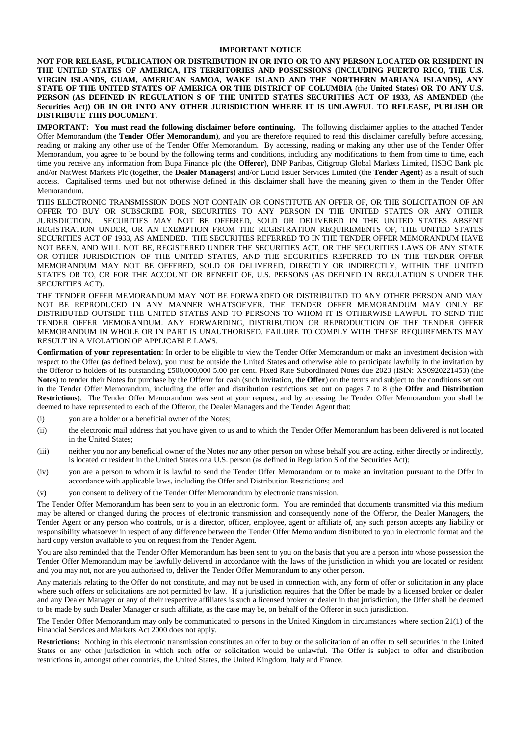# IMPORTANT NOTICE

**NOT FOR RELEASE, PUBLICATION OR DISTRIBUTION IN OR INTO OR TO ANY PERSON LOCATED OR RESIDENT IN THE UNITED STATES OF AMERICA, ITS TERRITORIES AND POSSESSIONS (INCLUDING PUERTO RICO, THE U.S. VIRGIN ISLANDS, GUAM, AMERICAN SAMOA, WAKE ISLAND AND THE NORTHERN MARIANA ISLANDS), ANY STATE OF THE UNITED STATES OF AMERICA OR THE DISTRICT OF COLUMBIA** (the **United States**) **OR TO ANY U.S. PERSON (AS DEFINED IN REGULATION S OF THE UNITED STATES SECURITIES ACT OF 1933, AS AMENDED** (the **Securities Act**)) **OR IN OR INTO ANY OTHER JURISDICTION WHERE IT IS UNLAWFUL TO RELEASE, PUBLISH OR DISTRIBUTE THIS DOCUMENT.**

**IMPORTANT: You must read the following disclaimer before continuing.** The following disclaimer applies to the attached Tender Offer Memorandum (the **Tender Offer Memorandum**), and you are therefore required to read this disclaimer carefully before accessing, reading or making any other use of the Tender Offer Memorandum. By accessing, reading or making any other use of the Tender Offer Memorandum, you agree to be bound by the following terms and conditions, including any modifications to them from time to time, each time you receive any information from Bupa Finance plc (the **Offeror**), BNP Paribas, Citigroup Global Markets Limited, HSBC Bank plc and/or NatWest Markets Plc (together, the **Dealer Managers**) and/or Lucid Issuer Services Limited (the **Tender Agent**) as a result of such access. Capitalised terms used but not otherwise defined in this disclaimer shall have the meaning given to them in the Tender Offer Memorandum.

THIS ELECTRONIC TRANSMISSION DOES NOT CONTAIN OR CONSTITUTE AN OFFER OF, OR THE SOLICITATION OF AN OFFER TO BUY OR SUBSCRIBE FOR, SECURITIES TO ANY PERSON IN THE UNITED STATES OR ANY OTHER JURISDICTION. SECURITIES MAY NOT BE OFFERED, SOLD OR DELIVERED IN THE UNITED STATES ABSENT REGISTRATION UNDER, OR AN EXEMPTION FROM THE REGISTRATION REQUIREMENTS OF, THE UNITED STATES SECURITIES ACT OF 1933, AS AMENDED. THE SECURITIES REFERRED TO IN THE TENDER OFFER MEMORANDUM HAVE NOT BEEN, AND WILL NOT BE, REGISTERED UNDER THE SECURITIES ACT, OR THE SECURITIES LAWS OF ANY STATE OR OTHER JURISDICTION OF THE UNITED STATES, AND THE SECURITIES REFERRED TO IN THE TENDER OFFER MEMORANDUM MAY NOT BE OFFERED, SOLD OR DELIVERED, DIRECTLY OR INDIRECTLY, WITHIN THE UNITED STATES OR TO, OR FOR THE ACCOUNT OR BENEFIT OF, U.S. PERSONS (AS DEFINED IN REGULATION S UNDER THE SECURITIES ACT).

THE TENDER OFFER MEMORANDUM MAY NOT BE FORWARDED OR DISTRIBUTED TO ANY OTHER PERSON AND MAY NOT BE REPRODUCED IN ANY MANNER WHATSOEVER. THE TENDER OFFER MEMORANDUM MAY ONLY BE DISTRIBUTED OUTSIDE THE UNITED STATES AND TO PERSONS TO WHOM IT IS OTHERWISE LAWFUL TO SEND THE TENDER OFFER MEMORANDUM. ANY FORWARDING, DISTRIBUTION OR REPRODUCTION OF THE TENDER OFFER MEMORANDUM IN WHOLE OR IN PART IS UNAUTHORISED. FAILURE TO COMPLY WITH THESE REQUIREMENTS MAY RESULT IN A VIOLATION OF APPLICABLE LAWS.

**Confirmation of your representation**: In order to be eligible to view the Tender Offer Memorandum or make an investment decision with respect to the Offer (as defined below), you must be outside the United States and otherwise able to participate lawfully in the invitation by the Offeror to holders of its outstanding £500,000,000 5.00 per cent. Fixed Rate Subordinated Notes due 2023 (ISIN: XS0920221453) (the **Notes**) to tender their Notes for purchase by the Offeror for cash (such invitation, the **Offer**) on the terms and subject to the conditions set out in the Tender Offer Memorandum, including the offer and distribution restrictions set out on pages 7 to 8 (the **Offer and Distribution Restrictions**). The Tender Offer Memorandum was sent at your request, and by accessing the Tender Offer Memorandum you shall be deemed to have represented to each of the Offeror, the Dealer Managers and the Tender Agent that:

(i) you are a holder or a beneficial owner of the Notes;

(ii) the electronic mail address that you have given to us and to which the Tender Offer Memorandum has been delivered is not located in the United States;

(iii) neither you nor any beneficial owner of the Notes nor any other person on whose behalf you are acting, either directly or indirectly, is located or resident in the United States or a U.S. person (as defined in Regulation S of the Securities Act);

(iv) you are a person to whom it is lawful to send the Tender Offer Memorandum or to make an invitation pursuant to the Offer in accordance with applicable laws, including the Offer and Distribution Restrictions; and

(v) you consent to delivery of the Tender Offer Memorandum by electronic transmission.

The Tender Offer Memorandum has been sent to you in an electronic form. You are reminded that documents transmitted via this medium may be altered or changed during the process of electronic transmission and consequently none of the Offeror, the Dealer Managers, the Tender Agent or any person who controls, or is a director, officer, employee, agent or affiliate of, any such person accepts any liability or responsibility whatsoever in respect of any difference between the Tender Offer Memorandum distributed to you in electronic format and the hard copy version available to you on request from the Tender Agent.

You are also reminded that the Tender Offer Memorandum has been sent to you on the basis that you are a person into whose possession the Tender Offer Memorandum may be lawfully delivered in accordance with the laws of the jurisdiction in which you are located or resident and you may not, nor are you authorised to, deliver the Tender Offer Memorandum to any other person.

Any materials relating to the Offer do not constitute, and may not be used in connection with, any form of offer or solicitation in any place where such offers or solicitations are not permitted by law. If a jurisdiction requires that the Offer be made by a licensed broker or dealer and any Dealer Manager or any of their respective affiliates is such a licensed broker or dealer in that jurisdiction, the Offer shall be deemed to be made by such Dealer Manager or such affiliate, as the case may be, on behalf of the Offeror in such jurisdiction.

The Tender Offer Memorandum may only be communicated to persons in the United Kingdom in circumstances where section 21(1) of the Financial Services and Markets Act 2000 does not apply.

**Restrictions:** Nothing in this electronic transmission constitutes an offer to buy or the solicitation of an offer to sell securities in the United States or any other jurisdiction in which such offer or solicitation would be unlawful. The Offer is subject to offer and distribution restrictions in, amongst other countries, the United States, the United Kingdom, Italy and France.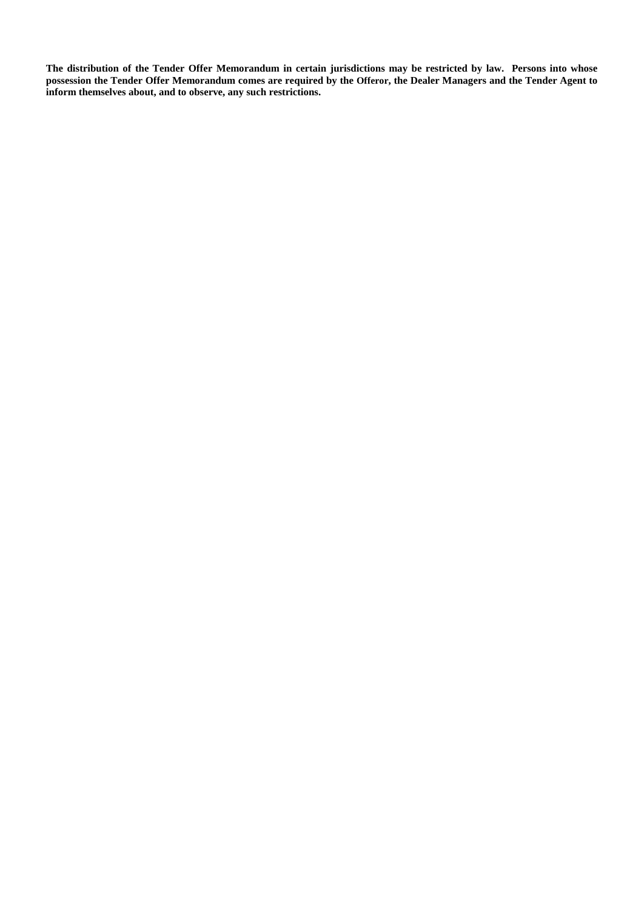**The distribution of the Tender Offer Memorandum in certain jurisdictions may be restricted by law. Persons into whose possession the Tender Offer Memorandum comes are required by the Offeror, the Dealer Managers and the Tender Agent to inform themselves about, and to observe, any such restrictions.**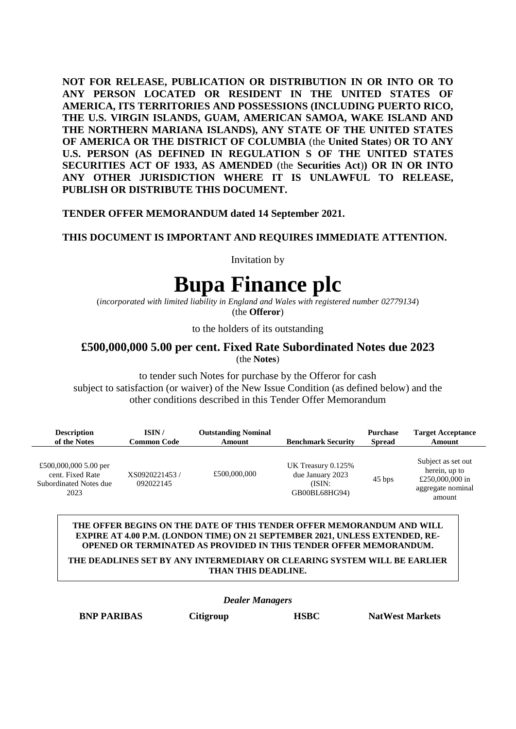**NOT FOR RELEASE, PUBLICATION OR DISTRIBUTION IN OR INTO OR TO ANY PERSON LOCATED OR RESIDENT IN THE UNITED STATES OF AMERICA, ITS TERRITORIES AND POSSESSIONS (INCLUDING PUERTO RICO, THE U.S. VIRGIN ISLANDS, GUAM, AMERICAN SAMOA, WAKE ISLAND AND THE NORTHERN MARIANA ISLANDS), ANY STATE OF THE UNITED STATES OF AMERICA OR THE DISTRICT OF COLUMBIA** (the **United States**) **OR TO ANY U.S. PERSON (AS DEFINED IN REGULATION S OF THE UNITED STATES SECURITIES ACT OF 1933, AS AMENDED** (the **Securities Act**)**) OR IN OR INTO ANY OTHER JURISDICTION WHERE IT IS UNLAWFUL TO RELEASE, PUBLISH OR DISTRIBUTE THIS DOCUMENT.**

**TENDER OFFER MEMORANDUM dated 14 September 2021.**

**THIS DOCUMENT IS IMPORTANT AND REQUIRES IMMEDIATE ATTENTION.**

Invitation by

# Bupa Finance plc

(*incorporated with limited liability in England and Wales with registered number 02779134*)
(the **Offeror**)

to the holders of its outstanding

## £500,000,000 5.00 per cent. Fixed Rate Subordinated Notes due 2023

(the **Notes**)

to tender such Notes for purchase by the Offeror for cash
subject to satisfaction (or waiver) of the New Issue Condition (as defined below) and the other conditions described in this Tender Offer Memorandum

| Description of the Notes | ISIN / Common Code | Outstanding Nominal Amount | Benchmark Security | Purchase Spread | Target Acceptance Amount |
|---|---|---|---|---|---|
| £500,000,000 5.00 per cent. Fixed Rate Subordinated Notes due 2023 | XS0920221453 / 092022145 | £500,000,000 | UK Treasury 0.125% due January 2023 (ISIN: GB00BL68HG94) | 45 bps | Subject as set out herein, up to £250,000,000 in aggregate nominal amount |

**THE OFFER BEGINS ON THE DATE OF THIS TENDER OFFER MEMORANDUM AND WILL EXPIRE AT 4.00 P.M. (LONDON TIME) ON 21 SEPTEMBER 2021, UNLESS EXTENDED, RE-OPENED OR TERMINATED AS PROVIDED IN THIS TENDER OFFER MEMORANDUM.**

**THE DEADLINES SET BY ANY INTERMEDIARY OR CLEARING SYSTEM WILL BE EARLIER THAN THIS DEADLINE.**

***Dealer Managers***

**BNP PARIBAS** **Citigroup** **HSBC** **NatWest Markets**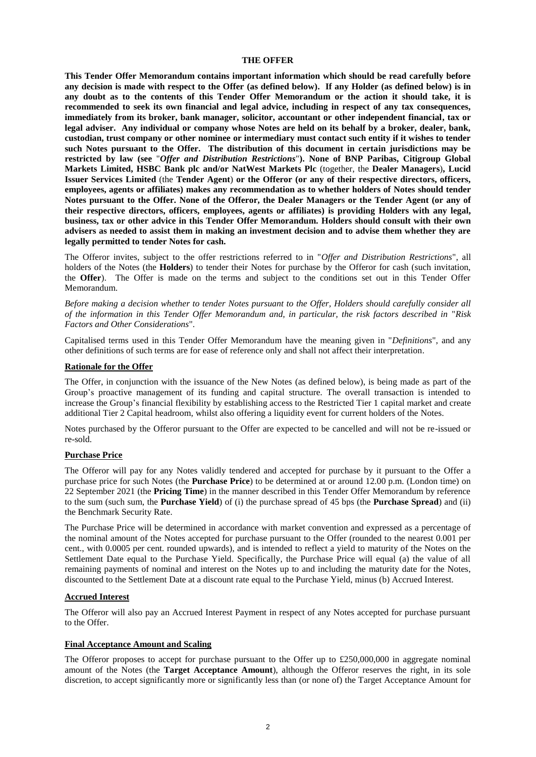# THE OFFER

**This Tender Offer Memorandum contains important information which should be read carefully before any decision is made with respect to the Offer (as defined below). If any Holder (as defined below) is in any doubt as to the contents of this Tender Offer Memorandum or the action it should take, it is recommended to seek its own financial and legal advice, including in respect of any tax consequences, immediately from its broker, bank manager, solicitor, accountant or other independent financial, tax or legal adviser. Any individual or company whose Notes are held on its behalf by a broker, dealer, bank, custodian, trust company or other nominee or intermediary must contact such entity if it wishes to tender such Notes pursuant to the Offer. The distribution of this document in certain jurisdictions may be restricted by law (see "*Offer and Distribution Restrictions*"). None of BNP Paribas, Citigroup Global Markets Limited, HSBC Bank plc and/or NatWest Markets Plc** (together, the **Dealer Managers**)**, Lucid Issuer Services Limited** (the **Tender Agent**) **or the Offeror (or any of their respective directors, officers, employees, agents or affiliates) makes any recommendation as to whether holders of Notes should tender Notes pursuant to the Offer. None of the Offeror, the Dealer Managers or the Tender Agent (or any of their respective directors, officers, employees, agents or affiliates) is providing Holders with any legal, business, tax or other advice in this Tender Offer Memorandum. Holders should consult with their own advisers as needed to assist them in making an investment decision and to advise them whether they are legally permitted to tender Notes for cash.**

The Offeror invites, subject to the offer restrictions referred to in "*Offer and Distribution Restrictions*", all holders of the Notes (the **Holders**) to tender their Notes for purchase by the Offeror for cash (such invitation, the **Offer**). The Offer is made on the terms and subject to the conditions set out in this Tender Offer Memorandum.

*Before making a decision whether to tender Notes pursuant to the Offer, Holders should carefully consider all of the information in this Tender Offer Memorandum and, in particular, the risk factors described in "Risk Factors and Other Considerations".*

Capitalised terms used in this Tender Offer Memorandum have the meaning given in "*Definitions*", and any other definitions of such terms are for ease of reference only and shall not affect their interpretation.

**Rationale for the Offer**

The Offer, in conjunction with the issuance of the New Notes (as defined below), is being made as part of the Group's proactive management of its funding and capital structure. The overall transaction is intended to increase the Group's financial flexibility by establishing access to the Restricted Tier 1 capital market and create additional Tier 2 Capital headroom, whilst also offering a liquidity event for current holders of the Notes.

Notes purchased by the Offeror pursuant to the Offer are expected to be cancelled and will not be re-issued or re-sold.

**Purchase Price**

The Offeror will pay for any Notes validly tendered and accepted for purchase by it pursuant to the Offer a purchase price for such Notes (the **Purchase Price**) to be determined at or around 12.00 p.m. (London time) on 22 September 2021 (the **Pricing Time**) in the manner described in this Tender Offer Memorandum by reference to the sum (such sum, the **Purchase Yield**) of (i) the purchase spread of 45 bps (the **Purchase Spread**) and (ii) the Benchmark Security Rate.

The Purchase Price will be determined in accordance with market convention and expressed as a percentage of the nominal amount of the Notes accepted for purchase pursuant to the Offer (rounded to the nearest 0.001 per cent., with 0.0005 per cent. rounded upwards), and is intended to reflect a yield to maturity of the Notes on the Settlement Date equal to the Purchase Yield. Specifically, the Purchase Price will equal (a) the value of all remaining payments of nominal and interest on the Notes up to and including the maturity date for the Notes, discounted to the Settlement Date at a discount rate equal to the Purchase Yield, minus (b) Accrued Interest.

**Accrued Interest**

The Offeror will also pay an Accrued Interest Payment in respect of any Notes accepted for purchase pursuant to the Offer.

**Final Acceptance Amount and Scaling**

The Offeror proposes to accept for purchase pursuant to the Offer up to £250,000,000 in aggregate nominal amount of the Notes (the **Target Acceptance Amount**), although the Offeror reserves the right, in its sole discretion, to accept significantly more or significantly less than (or none of) the Target Acceptance Amount for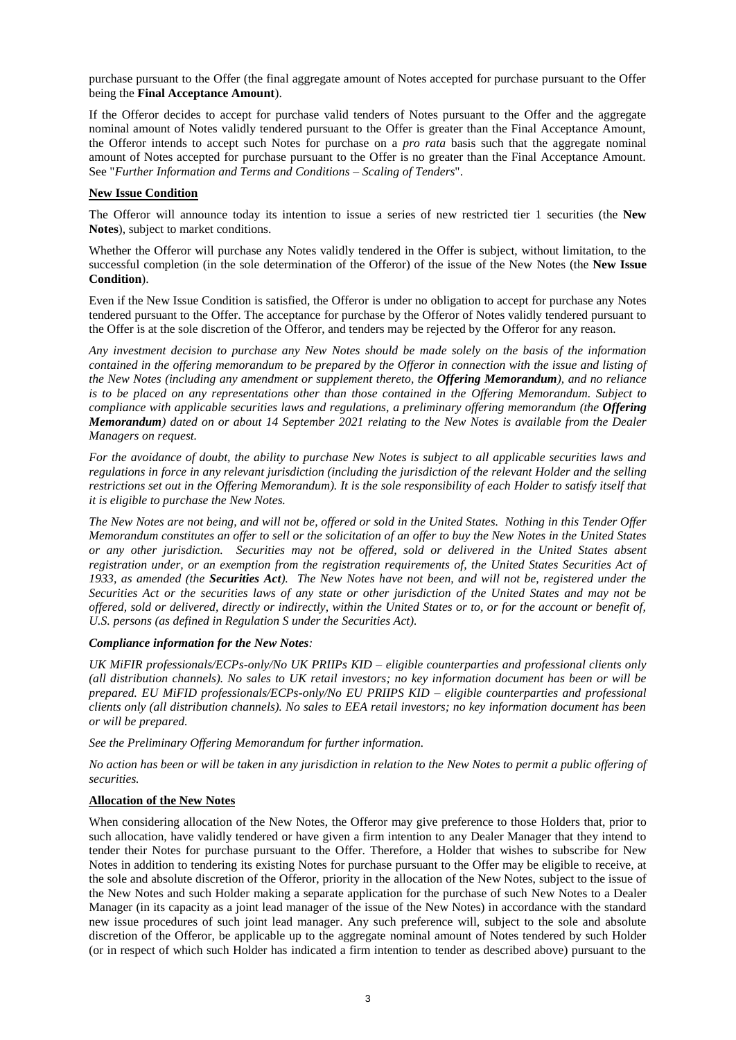purchase pursuant to the Offer (the final aggregate amount of Notes accepted for purchase pursuant to the Offer being the **Final Acceptance Amount**).

If the Offeror decides to accept for purchase valid tenders of Notes pursuant to the Offer and the aggregate nominal amount of Notes validly tendered pursuant to the Offer is greater than the Final Acceptance Amount, the Offeror intends to accept such Notes for purchase on a *pro rata* basis such that the aggregate nominal amount of Notes accepted for purchase pursuant to the Offer is no greater than the Final Acceptance Amount. See "*Further Information and Terms and Conditions – Scaling of Tenders*".

**New Issue Condition**

The Offeror will announce today its intention to issue a series of new restricted tier 1 securities (the **New Notes**), subject to market conditions.

Whether the Offeror will purchase any Notes validly tendered in the Offer is subject, without limitation, to the successful completion (in the sole determination of the Offeror) of the issue of the New Notes (the **New Issue Condition**).

Even if the New Issue Condition is satisfied, the Offeror is under no obligation to accept for purchase any Notes tendered pursuant to the Offer. The acceptance for purchase by the Offeror of Notes validly tendered pursuant to the Offer is at the sole discretion of the Offeror, and tenders may be rejected by the Offeror for any reason.

*Any investment decision to purchase any New Notes should be made solely on the basis of the information contained in the offering memorandum to be prepared by the Offeror in connection with the issue and listing of the New Notes (including any amendment or supplement thereto, the* ***Offering Memorandum****), and no reliance is to be placed on any representations other than those contained in the Offering Memorandum. Subject to compliance with applicable securities laws and regulations, a preliminary offering memorandum (the* ***Offering Memorandum****) dated on or about 14 September 2021 relating to the New Notes is available from the Dealer Managers on request.*

*For the avoidance of doubt, the ability to purchase New Notes is subject to all applicable securities laws and regulations in force in any relevant jurisdiction (including the jurisdiction of the relevant Holder and the selling restrictions set out in the Offering Memorandum). It is the sole responsibility of each Holder to satisfy itself that it is eligible to purchase the New Notes.*

*The New Notes are not being, and will not be, offered or sold in the United States. Nothing in this Tender Offer Memorandum constitutes an offer to sell or the solicitation of an offer to buy the New Notes in the United States or any other jurisdiction. Securities may not be offered, sold or delivered in the United States absent registration under, or an exemption from the registration requirements of, the United States Securities Act of 1933, as amended (the* ***Securities Act****). The New Notes have not been, and will not be, registered under the Securities Act or the securities laws of any state or other jurisdiction of the United States and may not be offered, sold or delivered, directly or indirectly, within the United States or to, or for the account or benefit of, U.S. persons (as defined in Regulation S under the Securities Act).*

***Compliance information for the New Notes****:*

*UK MiFIR professionals/ECPs-only/No UK PRIIPs KID – eligible counterparties and professional clients only (all distribution channels). No sales to UK retail investors; no key information document has been or will be prepared. EU MiFID professionals/ECPs-only/No EU PRIIPS KID – eligible counterparties and professional clients only (all distribution channels). No sales to EEA retail investors; no key information document has been or will be prepared.*

*See the Preliminary Offering Memorandum for further information.*

*No action has been or will be taken in any jurisdiction in relation to the New Notes to permit a public offering of securities.*

**Allocation of the New Notes**

When considering allocation of the New Notes, the Offeror may give preference to those Holders that, prior to such allocation, have validly tendered or have given a firm intention to any Dealer Manager that they intend to tender their Notes for purchase pursuant to the Offer. Therefore, a Holder that wishes to subscribe for New Notes in addition to tendering its existing Notes for purchase pursuant to the Offer may be eligible to receive, at the sole and absolute discretion of the Offeror, priority in the allocation of the New Notes, subject to the issue of the New Notes and such Holder making a separate application for the purchase of such New Notes to a Dealer Manager (in its capacity as a joint lead manager of the issue of the New Notes) in accordance with the standard new issue procedures of such joint lead manager. Any such preference will, subject to the sole and absolute discretion of the Offeror, be applicable up to the aggregate nominal amount of Notes tendered by such Holder (or in respect of which such Holder has indicated a firm intention to tender as described above) pursuant to the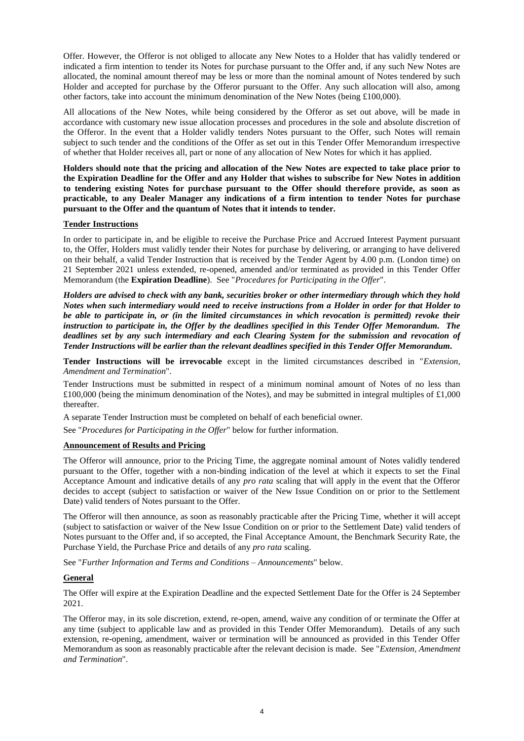Offer. However, the Offeror is not obliged to allocate any New Notes to a Holder that has validly tendered or indicated a firm intention to tender its Notes for purchase pursuant to the Offer and, if any such New Notes are allocated, the nominal amount thereof may be less or more than the nominal amount of Notes tendered by such Holder and accepted for purchase by the Offeror pursuant to the Offer. Any such allocation will also, among other factors, take into account the minimum denomination of the New Notes (being £100,000).

All allocations of the New Notes, while being considered by the Offeror as set out above, will be made in accordance with customary new issue allocation processes and procedures in the sole and absolute discretion of the Offeror. In the event that a Holder validly tenders Notes pursuant to the Offer, such Notes will remain subject to such tender and the conditions of the Offer as set out in this Tender Offer Memorandum irrespective of whether that Holder receives all, part or none of any allocation of New Notes for which it has applied.

**Holders should note that the pricing and allocation of the New Notes are expected to take place prior to the Expiration Deadline for the Offer and any Holder that wishes to subscribe for New Notes in addition to tendering existing Notes for purchase pursuant to the Offer should therefore provide, as soon as practicable, to any Dealer Manager any indications of a firm intention to tender Notes for purchase pursuant to the Offer and the quantum of Notes that it intends to tender.**

## Tender Instructions

In order to participate in, and be eligible to receive the Purchase Price and Accrued Interest Payment pursuant to, the Offer, Holders must validly tender their Notes for purchase by delivering, or arranging to have delivered on their behalf, a valid Tender Instruction that is received by the Tender Agent by 4.00 p.m. (London time) on 21 September 2021 unless extended, re-opened, amended and/or terminated as provided in this Tender Offer Memorandum (the **Expiration Deadline**). See "*Procedures for Participating in the Offer*".

***Holders are advised to check with any bank, securities broker or other intermediary through which they hold Notes when such intermediary would need to receive instructions from a Holder in order for that Holder to be able to participate in, or (in the limited circumstances in which revocation is permitted) revoke their instruction to participate in, the Offer by the deadlines specified in this Tender Offer Memorandum. The deadlines set by any such intermediary and each Clearing System for the submission and revocation of Tender Instructions will be earlier than the relevant deadlines specified in this Tender Offer Memorandum.***

**Tender Instructions will be irrevocable** except in the limited circumstances described in "*Extension, Amendment and Termination*".

Tender Instructions must be submitted in respect of a minimum nominal amount of Notes of no less than £100,000 (being the minimum denomination of the Notes), and may be submitted in integral multiples of £1,000 thereafter.

A separate Tender Instruction must be completed on behalf of each beneficial owner.

See "*Procedures for Participating in the Offer*" below for further information.

## Announcement of Results and Pricing

The Offeror will announce, prior to the Pricing Time, the aggregate nominal amount of Notes validly tendered pursuant to the Offer, together with a non-binding indication of the level at which it expects to set the Final Acceptance Amount and indicative details of any *pro rata* scaling that will apply in the event that the Offeror decides to accept (subject to satisfaction or waiver of the New Issue Condition on or prior to the Settlement Date) valid tenders of Notes pursuant to the Offer.

The Offeror will then announce, as soon as reasonably practicable after the Pricing Time, whether it will accept (subject to satisfaction or waiver of the New Issue Condition on or prior to the Settlement Date) valid tenders of Notes pursuant to the Offer and, if so accepted, the Final Acceptance Amount, the Benchmark Security Rate, the Purchase Yield, the Purchase Price and details of any *pro rata* scaling.

See "*Further Information and Terms and Conditions – Announcements*" below.

## General

The Offer will expire at the Expiration Deadline and the expected Settlement Date for the Offer is 24 September 2021.

The Offeror may, in its sole discretion, extend, re-open, amend, waive any condition of or terminate the Offer at any time (subject to applicable law and as provided in this Tender Offer Memorandum). Details of any such extension, re-opening, amendment, waiver or termination will be announced as provided in this Tender Offer Memorandum as soon as reasonably practicable after the relevant decision is made. See "*Extension, Amendment and Termination*".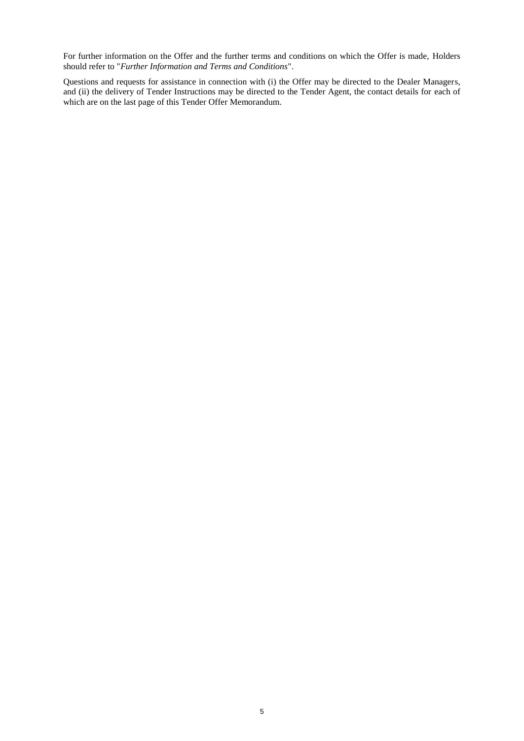For further information on the Offer and the further terms and conditions on which the Offer is made, Holders should refer to "*Further Information and Terms and Conditions*".

Questions and requests for assistance in connection with (i) the Offer may be directed to the Dealer Managers, and (ii) the delivery of Tender Instructions may be directed to the Tender Agent, the contact details for each of which are on the last page of this Tender Offer Memorandum.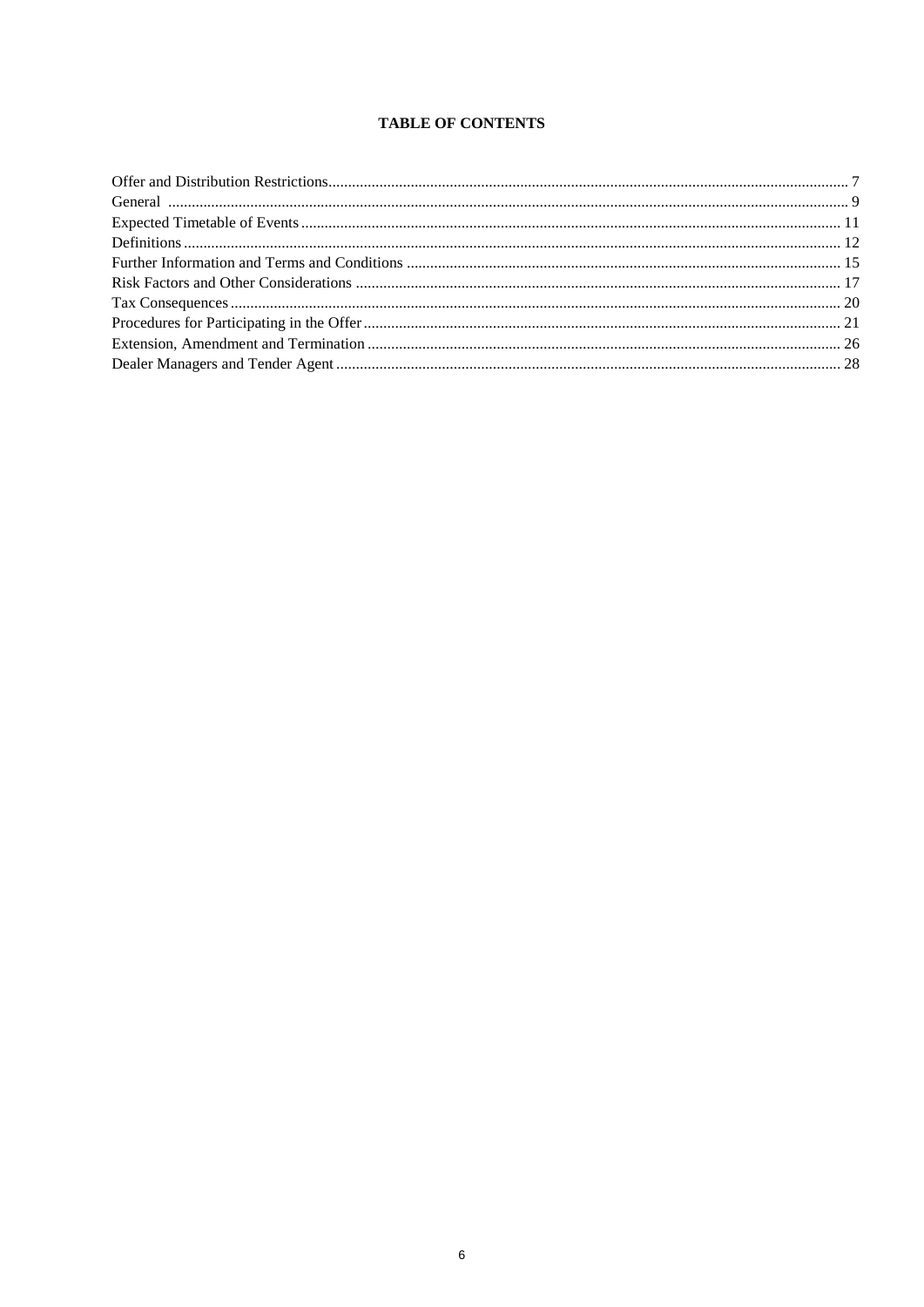# TABLE OF CONTENTS

| | |
|---|---|
| Offer and Distribution Restrictions | 7 |
| General | 9 |
| Expected Timetable of Events | 11 |
| Definitions | 12 |
| Further Information and Terms and Conditions | 15 |
| Risk Factors and Other Considerations | 17 |
| Tax Consequences | 20 |
| Procedures for Participating in the Offer | 21 |
| Extension, Amendment and Termination | 26 |
| Dealer Managers and Tender Agent | 28 |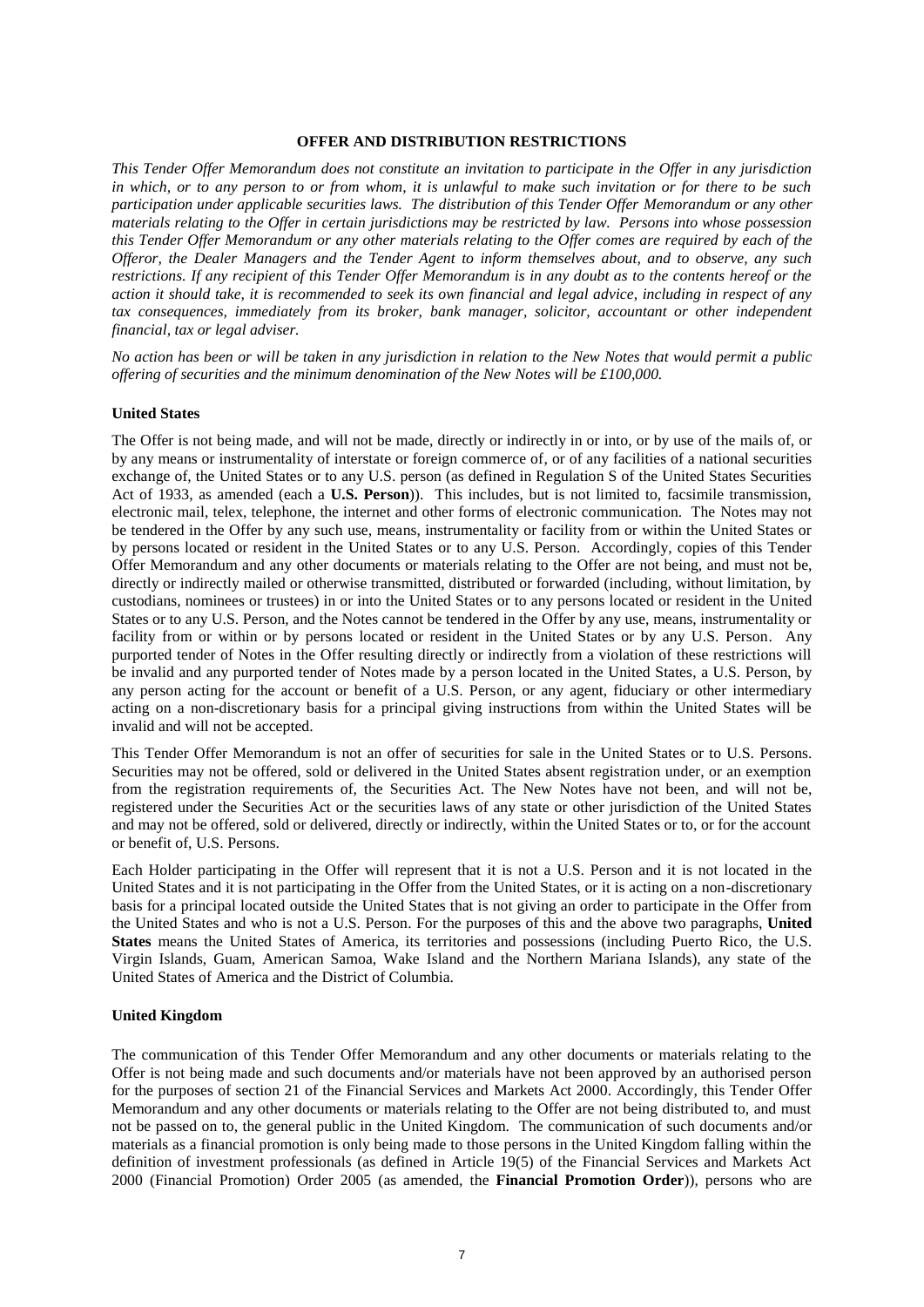## OFFER AND DISTRIBUTION RESTRICTIONS

*This Tender Offer Memorandum does not constitute an invitation to participate in the Offer in any jurisdiction in which, or to any person to or from whom, it is unlawful to make such invitation or for there to be such participation under applicable securities laws. The distribution of this Tender Offer Memorandum or any other materials relating to the Offer in certain jurisdictions may be restricted by law. Persons into whose possession this Tender Offer Memorandum or any other materials relating to the Offer comes are required by each of the Offeror, the Dealer Managers and the Tender Agent to inform themselves about, and to observe, any such restrictions. If any recipient of this Tender Offer Memorandum is in any doubt as to the contents hereof or the action it should take, it is recommended to seek its own financial and legal advice, including in respect of any tax consequences, immediately from its broker, bank manager, solicitor, accountant or other independent financial, tax or legal adviser.*

*No action has been or will be taken in any jurisdiction in relation to the New Notes that would permit a public offering of securities and the minimum denomination of the New Notes will be £100,000.*

### United States

The Offer is not being made, and will not be made, directly or indirectly in or into, or by use of the mails of, or by any means or instrumentality of interstate or foreign commerce of, or of any facilities of a national securities exchange of, the United States or to any U.S. person (as defined in Regulation S of the United States Securities Act of 1933, as amended (each a **U.S. Person**)). This includes, but is not limited to, facsimile transmission, electronic mail, telex, telephone, the internet and other forms of electronic communication. The Notes may not be tendered in the Offer by any such use, means, instrumentality or facility from or within the United States or by persons located or resident in the United States or to any U.S. Person. Accordingly, copies of this Tender Offer Memorandum and any other documents or materials relating to the Offer are not being, and must not be, directly or indirectly mailed or otherwise transmitted, distributed or forwarded (including, without limitation, by custodians, nominees or trustees) in or into the United States or to any persons located or resident in the United States or to any U.S. Person, and the Notes cannot be tendered in the Offer by any use, means, instrumentality or facility from or within or by persons located or resident in the United States or by any U.S. Person. Any purported tender of Notes in the Offer resulting directly or indirectly from a violation of these restrictions will be invalid and any purported tender of Notes made by a person located in the United States, a U.S. Person, by any person acting for the account or benefit of a U.S. Person, or any agent, fiduciary or other intermediary acting on a non-discretionary basis for a principal giving instructions from within the United States will be invalid and will not be accepted.

This Tender Offer Memorandum is not an offer of securities for sale in the United States or to U.S. Persons. Securities may not be offered, sold or delivered in the United States absent registration under, or an exemption from the registration requirements of, the Securities Act. The New Notes have not been, and will not be, registered under the Securities Act or the securities laws of any state or other jurisdiction of the United States and may not be offered, sold or delivered, directly or indirectly, within the United States or to, or for the account or benefit of, U.S. Persons.

Each Holder participating in the Offer will represent that it is not a U.S. Person and it is not located in the United States and it is not participating in the Offer from the United States, or it is acting on a non-discretionary basis for a principal located outside the United States that is not giving an order to participate in the Offer from the United States and who is not a U.S. Person. For the purposes of this and the above two paragraphs, **United States** means the United States of America, its territories and possessions (including Puerto Rico, the U.S. Virgin Islands, Guam, American Samoa, Wake Island and the Northern Mariana Islands), any state of the United States of America and the District of Columbia.

### United Kingdom

The communication of this Tender Offer Memorandum and any other documents or materials relating to the Offer is not being made and such documents and/or materials have not been approved by an authorised person for the purposes of section 21 of the Financial Services and Markets Act 2000. Accordingly, this Tender Offer Memorandum and any other documents or materials relating to the Offer are not being distributed to, and must not be passed on to, the general public in the United Kingdom. The communication of such documents and/or materials as a financial promotion is only being made to those persons in the United Kingdom falling within the definition of investment professionals (as defined in Article 19(5) of the Financial Services and Markets Act 2000 (Financial Promotion) Order 2005 (as amended, the **Financial Promotion Order**)), persons who are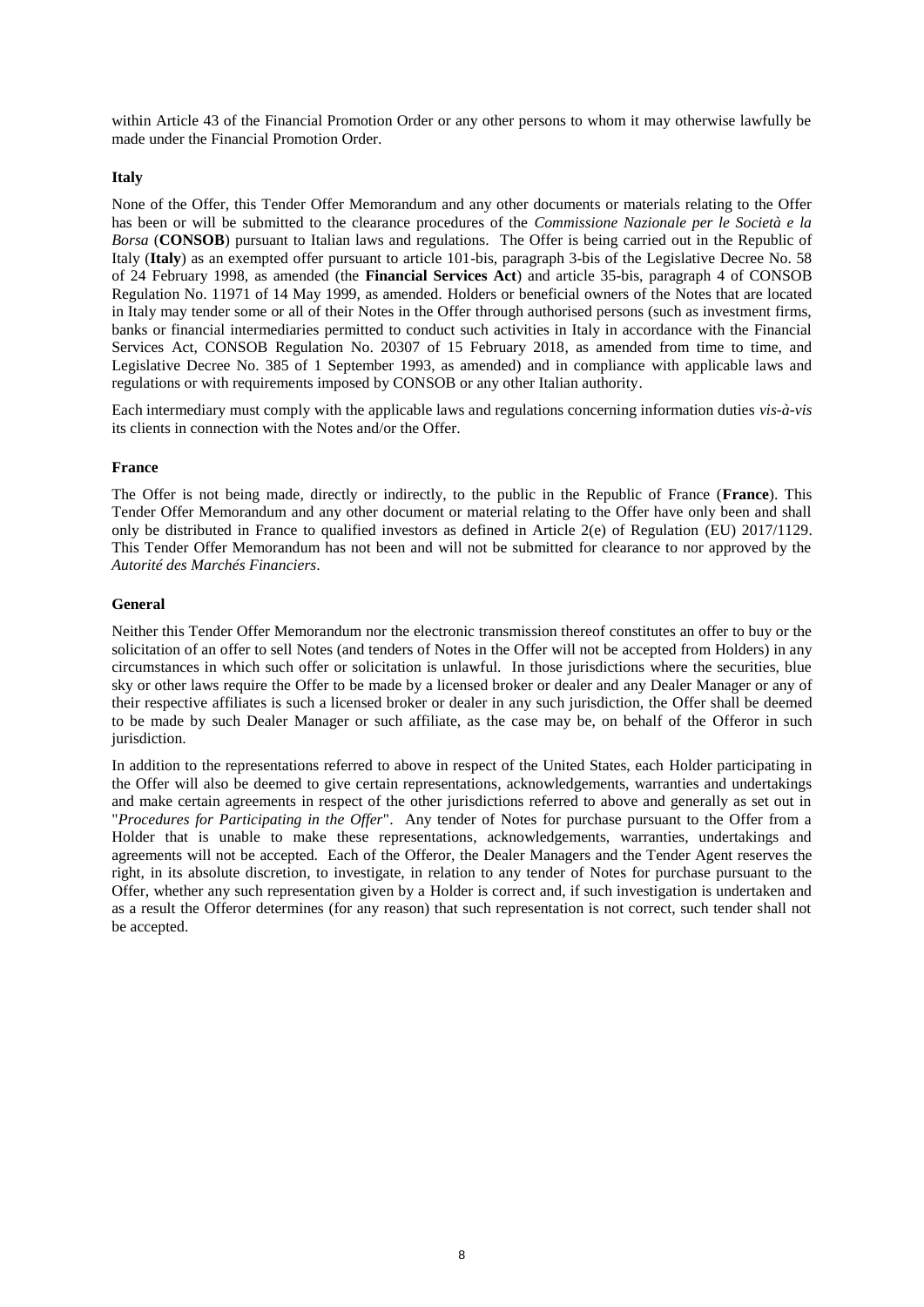within Article 43 of the Financial Promotion Order or any other persons to whom it may otherwise lawfully be made under the Financial Promotion Order.

**Italy**

None of the Offer, this Tender Offer Memorandum and any other documents or materials relating to the Offer has been or will be submitted to the clearance procedures of the *Commissione Nazionale per le Società e la Borsa* (**CONSOB**) pursuant to Italian laws and regulations. The Offer is being carried out in the Republic of Italy (**Italy**) as an exempted offer pursuant to article 101-bis, paragraph 3-bis of the Legislative Decree No. 58 of 24 February 1998, as amended (the **Financial Services Act**) and article 35-bis, paragraph 4 of CONSOB Regulation No. 11971 of 14 May 1999, as amended. Holders or beneficial owners of the Notes that are located in Italy may tender some or all of their Notes in the Offer through authorised persons (such as investment firms, banks or financial intermediaries permitted to conduct such activities in Italy in accordance with the Financial Services Act, CONSOB Regulation No. 20307 of 15 February 2018, as amended from time to time, and Legislative Decree No. 385 of 1 September 1993, as amended) and in compliance with applicable laws and regulations or with requirements imposed by CONSOB or any other Italian authority.

Each intermediary must comply with the applicable laws and regulations concerning information duties *vis-à-vis* its clients in connection with the Notes and/or the Offer.

**France**

The Offer is not being made, directly or indirectly, to the public in the Republic of France (**France**). This Tender Offer Memorandum and any other document or material relating to the Offer have only been and shall only be distributed in France to qualified investors as defined in Article 2(e) of Regulation (EU) 2017/1129. This Tender Offer Memorandum has not been and will not be submitted for clearance to nor approved by the *Autorité des Marchés Financiers*.

**General**

Neither this Tender Offer Memorandum nor the electronic transmission thereof constitutes an offer to buy or the solicitation of an offer to sell Notes (and tenders of Notes in the Offer will not be accepted from Holders) in any circumstances in which such offer or solicitation is unlawful. In those jurisdictions where the securities, blue sky or other laws require the Offer to be made by a licensed broker or dealer and any Dealer Manager or any of their respective affiliates is such a licensed broker or dealer in any such jurisdiction, the Offer shall be deemed to be made by such Dealer Manager or such affiliate, as the case may be, on behalf of the Offeror in such jurisdiction.

In addition to the representations referred to above in respect of the United States, each Holder participating in the Offer will also be deemed to give certain representations, acknowledgements, warranties and undertakings and make certain agreements in respect of the other jurisdictions referred to above and generally as set out in "*Procedures for Participating in the Offer*". Any tender of Notes for purchase pursuant to the Offer from a Holder that is unable to make these representations, acknowledgements, warranties, undertakings and agreements will not be accepted. Each of the Offeror, the Dealer Managers and the Tender Agent reserves the right, in its absolute discretion, to investigate, in relation to any tender of Notes for purchase pursuant to the Offer, whether any such representation given by a Holder is correct and, if such investigation is undertaken and as a result the Offeror determines (for any reason) that such representation is not correct, such tender shall not be accepted.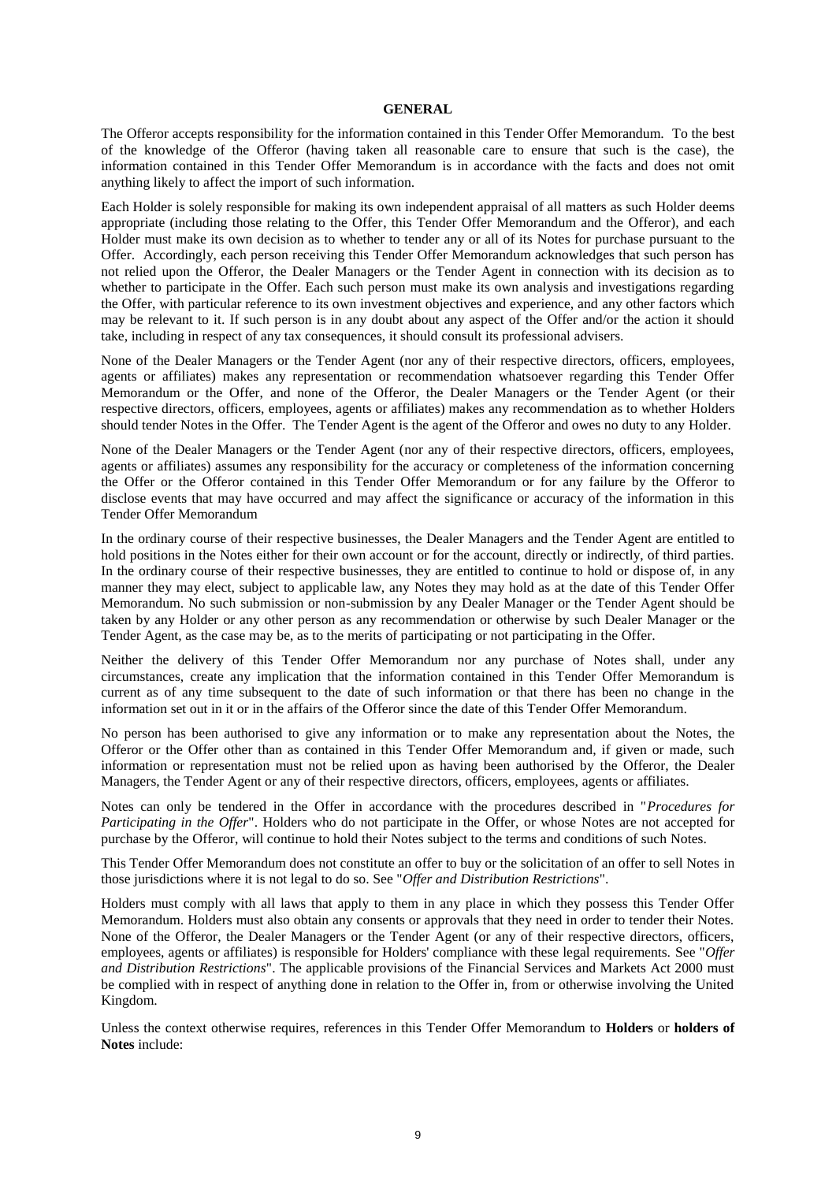## GENERAL

The Offeror accepts responsibility for the information contained in this Tender Offer Memorandum. To the best of the knowledge of the Offeror (having taken all reasonable care to ensure that such is the case), the information contained in this Tender Offer Memorandum is in accordance with the facts and does not omit anything likely to affect the import of such information.

Each Holder is solely responsible for making its own independent appraisal of all matters as such Holder deems appropriate (including those relating to the Offer, this Tender Offer Memorandum and the Offeror), and each Holder must make its own decision as to whether to tender any or all of its Notes for purchase pursuant to the Offer. Accordingly, each person receiving this Tender Offer Memorandum acknowledges that such person has not relied upon the Offeror, the Dealer Managers or the Tender Agent in connection with its decision as to whether to participate in the Offer. Each such person must make its own analysis and investigations regarding the Offer, with particular reference to its own investment objectives and experience, and any other factors which may be relevant to it. If such person is in any doubt about any aspect of the Offer and/or the action it should take, including in respect of any tax consequences, it should consult its professional advisers.

None of the Dealer Managers or the Tender Agent (nor any of their respective directors, officers, employees, agents or affiliates) makes any representation or recommendation whatsoever regarding this Tender Offer Memorandum or the Offer, and none of the Offeror, the Dealer Managers or the Tender Agent (or their respective directors, officers, employees, agents or affiliates) makes any recommendation as to whether Holders should tender Notes in the Offer. The Tender Agent is the agent of the Offeror and owes no duty to any Holder.

None of the Dealer Managers or the Tender Agent (nor any of their respective directors, officers, employees, agents or affiliates) assumes any responsibility for the accuracy or completeness of the information concerning the Offer or the Offeror contained in this Tender Offer Memorandum or for any failure by the Offeror to disclose events that may have occurred and may affect the significance or accuracy of the information in this Tender Offer Memorandum

In the ordinary course of their respective businesses, the Dealer Managers and the Tender Agent are entitled to hold positions in the Notes either for their own account or for the account, directly or indirectly, of third parties. In the ordinary course of their respective businesses, they are entitled to continue to hold or dispose of, in any manner they may elect, subject to applicable law, any Notes they may hold as at the date of this Tender Offer Memorandum. No such submission or non-submission by any Dealer Manager or the Tender Agent should be taken by any Holder or any other person as any recommendation or otherwise by such Dealer Manager or the Tender Agent, as the case may be, as to the merits of participating or not participating in the Offer.

Neither the delivery of this Tender Offer Memorandum nor any purchase of Notes shall, under any circumstances, create any implication that the information contained in this Tender Offer Memorandum is current as of any time subsequent to the date of such information or that there has been no change in the information set out in it or in the affairs of the Offeror since the date of this Tender Offer Memorandum.

No person has been authorised to give any information or to make any representation about the Notes, the Offeror or the Offer other than as contained in this Tender Offer Memorandum and, if given or made, such information or representation must not be relied upon as having been authorised by the Offeror, the Dealer Managers, the Tender Agent or any of their respective directors, officers, employees, agents or affiliates.

Notes can only be tendered in the Offer in accordance with the procedures described in "*Procedures for Participating in the Offer*". Holders who do not participate in the Offer, or whose Notes are not accepted for purchase by the Offeror, will continue to hold their Notes subject to the terms and conditions of such Notes.

This Tender Offer Memorandum does not constitute an offer to buy or the solicitation of an offer to sell Notes in those jurisdictions where it is not legal to do so. See "*Offer and Distribution Restrictions*".

Holders must comply with all laws that apply to them in any place in which they possess this Tender Offer Memorandum. Holders must also obtain any consents or approvals that they need in order to tender their Notes. None of the Offeror, the Dealer Managers or the Tender Agent (or any of their respective directors, officers, employees, agents or affiliates) is responsible for Holders' compliance with these legal requirements. See "*Offer and Distribution Restrictions*". The applicable provisions of the Financial Services and Markets Act 2000 must be complied with in respect of anything done in relation to the Offer in, from or otherwise involving the United Kingdom.

Unless the context otherwise requires, references in this Tender Offer Memorandum to **Holders** or **holders of Notes** include: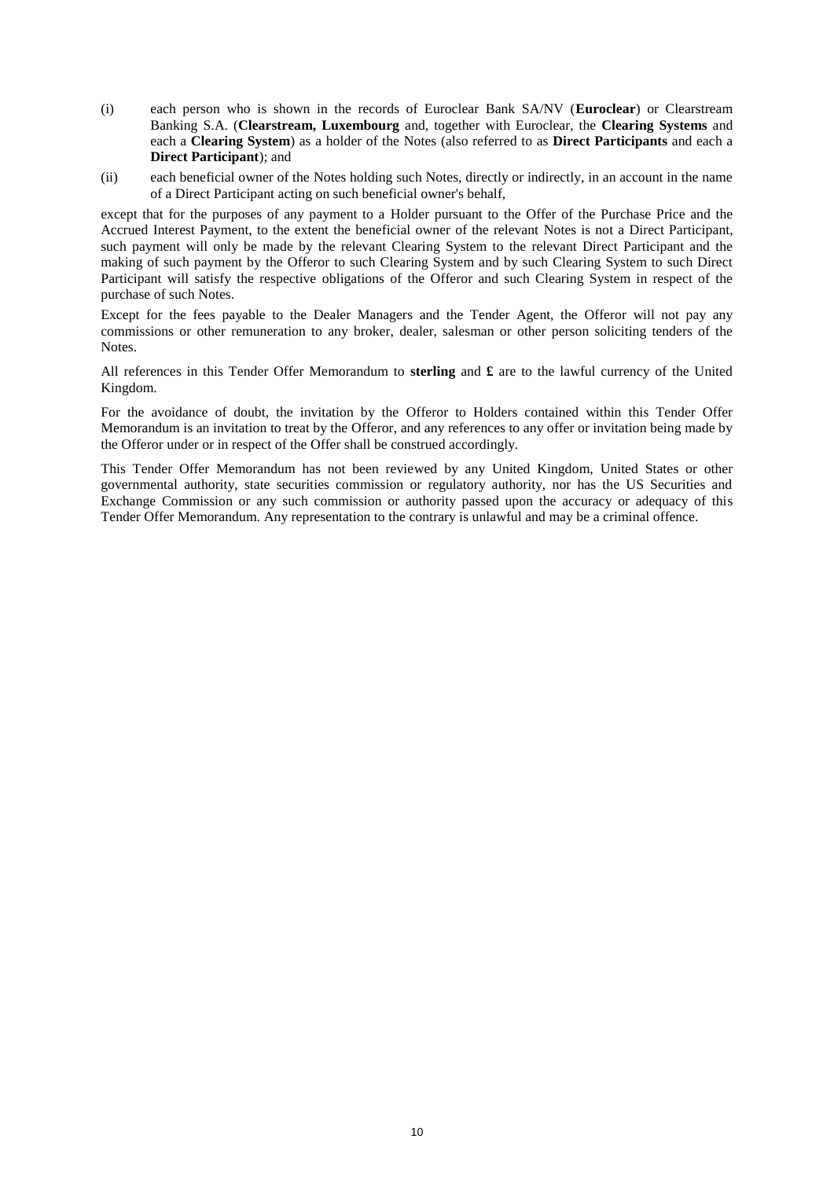(i) each person who is shown in the records of Euroclear Bank SA/NV (**Euroclear**) or Clearstream Banking S.A. (**Clearstream, Luxembourg** and, together with Euroclear, the **Clearing Systems** and each a **Clearing System**) as a holder of the Notes (also referred to as **Direct Participants** and each a **Direct Participant**); and

(ii) each beneficial owner of the Notes holding such Notes, directly or indirectly, in an account in the name of a Direct Participant acting on such beneficial owner's behalf,

except that for the purposes of any payment to a Holder pursuant to the Offer of the Purchase Price and the Accrued Interest Payment, to the extent the beneficial owner of the relevant Notes is not a Direct Participant, such payment will only be made by the relevant Clearing System to the relevant Direct Participant and the making of such payment by the Offeror to such Clearing System and by such Clearing System to such Direct Participant will satisfy the respective obligations of the Offeror and such Clearing System in respect of the purchase of such Notes.

Except for the fees payable to the Dealer Managers and the Tender Agent, the Offeror will not pay any commissions or other remuneration to any broker, dealer, salesman or other person soliciting tenders of the Notes.

All references in this Tender Offer Memorandum to **sterling** and **£** are to the lawful currency of the United Kingdom.

For the avoidance of doubt, the invitation by the Offeror to Holders contained within this Tender Offer Memorandum is an invitation to treat by the Offeror, and any references to any offer or invitation being made by the Offeror under or in respect of the Offer shall be construed accordingly.

This Tender Offer Memorandum has not been reviewed by any United Kingdom, United States or other governmental authority, state securities commission or regulatory authority, nor has the US Securities and Exchange Commission or any such commission or authority passed upon the accuracy or adequacy of this Tender Offer Memorandum. Any representation to the contrary is unlawful and may be a criminal offence.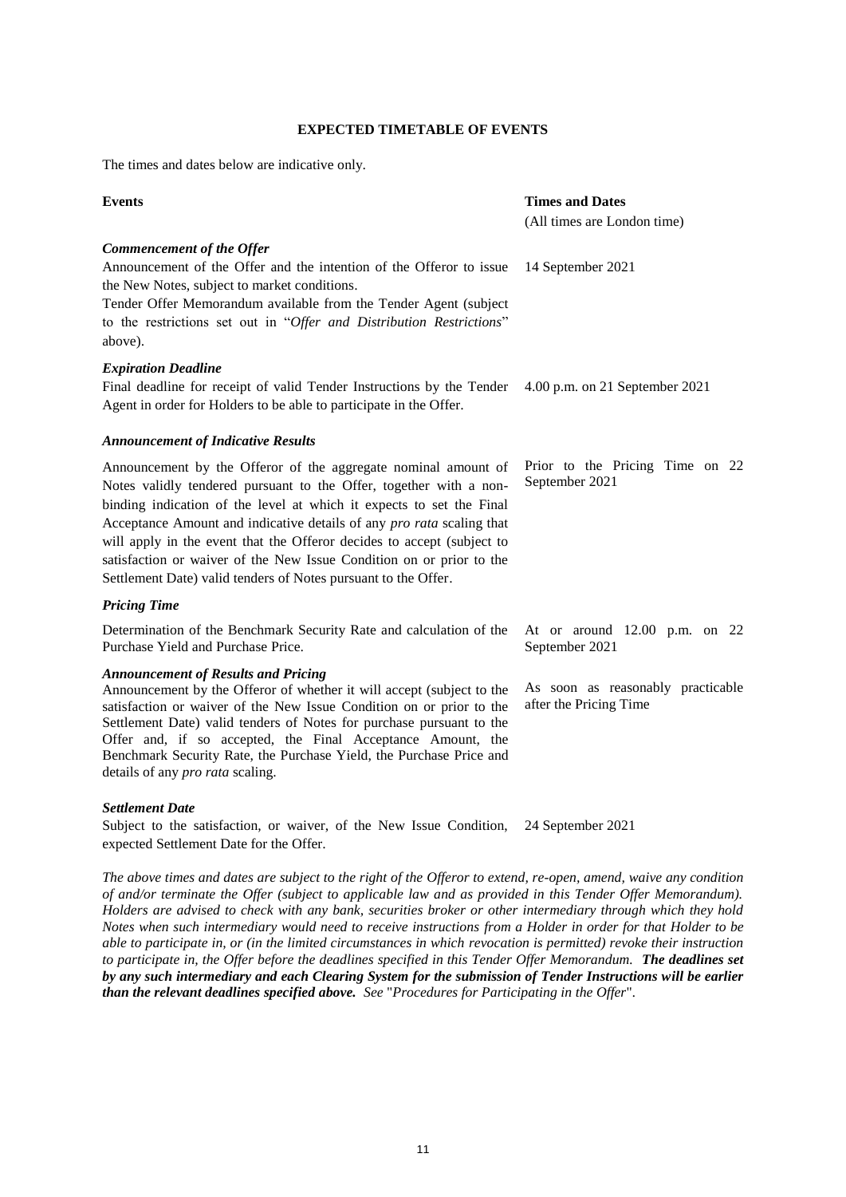## EXPECTED TIMETABLE OF EVENTS

The times and dates below are indicative only.

| Events | Times and Dates<br>(All times are London time) |
|---|---|
| ***Commencement of the Offer***<br>Announcement of the Offer and the intention of the Offeror to issue the New Notes, subject to market conditions.<br>Tender Offer Memorandum available from the Tender Agent (subject to the restrictions set out in "*Offer and Distribution Restrictions*" above). | 14 September 2021 |
| ***Expiration Deadline***<br>Final deadline for receipt of valid Tender Instructions by the Tender Agent in order for Holders to be able to participate in the Offer. | 4.00 p.m. on 21 September 2021 |
| ***Announcement of Indicative Results***<br>Announcement by the Offeror of the aggregate nominal amount of Notes validly tendered pursuant to the Offer, together with a non-binding indication of the level at which it expects to set the Final Acceptance Amount and indicative details of any *pro rata* scaling that will apply in the event that the Offeror decides to accept (subject to satisfaction or waiver of the New Issue Condition on or prior to the Settlement Date) valid tenders of Notes pursuant to the Offer. | Prior to the Pricing Time on 22 September 2021 |
| ***Pricing Time***<br>Determination of the Benchmark Security Rate and calculation of the Purchase Yield and Purchase Price. | At or around 12.00 p.m. on 22 September 2021 |
| ***Announcement of Results and Pricing***<br>Announcement by the Offeror of whether it will accept (subject to the satisfaction or waiver of the New Issue Condition on or prior to the Settlement Date) valid tenders of Notes for purchase pursuant to the Offer and, if so accepted, the Final Acceptance Amount, the Benchmark Security Rate, the Purchase Yield, the Purchase Price and details of any *pro rata* scaling. | As soon as reasonably practicable after the Pricing Time |
| ***Settlement Date***<br>Subject to the satisfaction, or waiver, of the New Issue Condition, expected Settlement Date for the Offer. | 24 September 2021 |

*The above times and dates are subject to the right of the Offeror to extend, re-open, amend, waive any condition of and/or terminate the Offer (subject to applicable law and as provided in this Tender Offer Memorandum). Holders are advised to check with any bank, securities broker or other intermediary through which they hold Notes when such intermediary would need to receive instructions from a Holder in order for that Holder to be able to participate in, or (in the limited circumstances in which revocation is permitted) revoke their instruction to participate in, the Offer before the deadlines specified in this Tender Offer Memorandum.* ***The deadlines set by any such intermediary and each Clearing System for the submission of Tender Instructions will be earlier than the relevant deadlines specified above.*** *See* "*Procedures for Participating in the Offer*".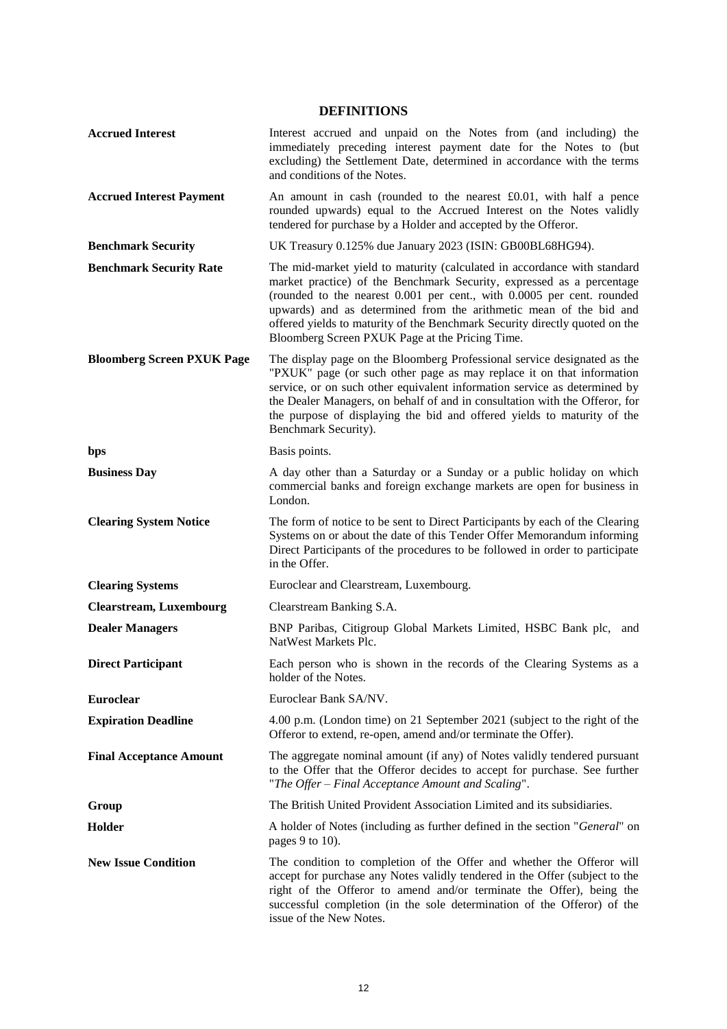## DEFINITIONS

| | |
|---|---|
| **Accrued Interest** | Interest accrued and unpaid on the Notes from (and including) the immediately preceding interest payment date for the Notes to (but excluding) the Settlement Date, determined in accordance with the terms and conditions of the Notes. |
| **Accrued Interest Payment** | An amount in cash (rounded to the nearest £0.01, with half a pence rounded upwards) equal to the Accrued Interest on the Notes validly tendered for purchase by a Holder and accepted by the Offeror. |
| **Benchmark Security** | UK Treasury 0.125% due January 2023 (ISIN: GB00BL68HG94). |
| **Benchmark Security Rate** | The mid-market yield to maturity (calculated in accordance with standard market practice) of the Benchmark Security, expressed as a percentage (rounded to the nearest 0.001 per cent., with 0.0005 per cent. rounded upwards) and as determined from the arithmetic mean of the bid and offered yields to maturity of the Benchmark Security directly quoted on the Bloomberg Screen PXUK Page at the Pricing Time. |
| **Bloomberg Screen PXUK Page** | The display page on the Bloomberg Professional service designated as the "PXUK" page (or such other page as may replace it on that information service, or on such other equivalent information service as determined by the Dealer Managers, on behalf of and in consultation with the Offeror, for the purpose of displaying the bid and offered yields to maturity of the Benchmark Security). |
| **bps** | Basis points. |
| **Business Day** | A day other than a Saturday or a Sunday or a public holiday on which commercial banks and foreign exchange markets are open for business in London. |
| **Clearing System Notice** | The form of notice to be sent to Direct Participants by each of the Clearing Systems on or about the date of this Tender Offer Memorandum informing Direct Participants of the procedures to be followed in order to participate in the Offer. |
| **Clearing Systems** | Euroclear and Clearstream, Luxembourg. |
| **Clearstream, Luxembourg** | Clearstream Banking S.A. |
| **Dealer Managers** | BNP Paribas, Citigroup Global Markets Limited, HSBC Bank plc, and NatWest Markets Plc. |
| **Direct Participant** | Each person who is shown in the records of the Clearing Systems as a holder of the Notes. |
| **Euroclear** | Euroclear Bank SA/NV. |
| **Expiration Deadline** | 4.00 p.m. (London time) on 21 September 2021 (subject to the right of the Offeror to extend, re-open, amend and/or terminate the Offer). |
| **Final Acceptance Amount** | The aggregate nominal amount (if any) of Notes validly tendered pursuant to the Offer that the Offeror decides to accept for purchase. See further "*The Offer – Final Acceptance Amount and Scaling*". |
| **Group** | The British United Provident Association Limited and its subsidiaries. |
| **Holder** | A holder of Notes (including as further defined in the section "*General*" on pages 9 to 10). |
| **New Issue Condition** | The condition to completion of the Offer and whether the Offeror will accept for purchase any Notes validly tendered in the Offer (subject to the right of the Offeror to amend and/or terminate the Offer), being the successful completion (in the sole determination of the Offeror) of the issue of the New Notes. |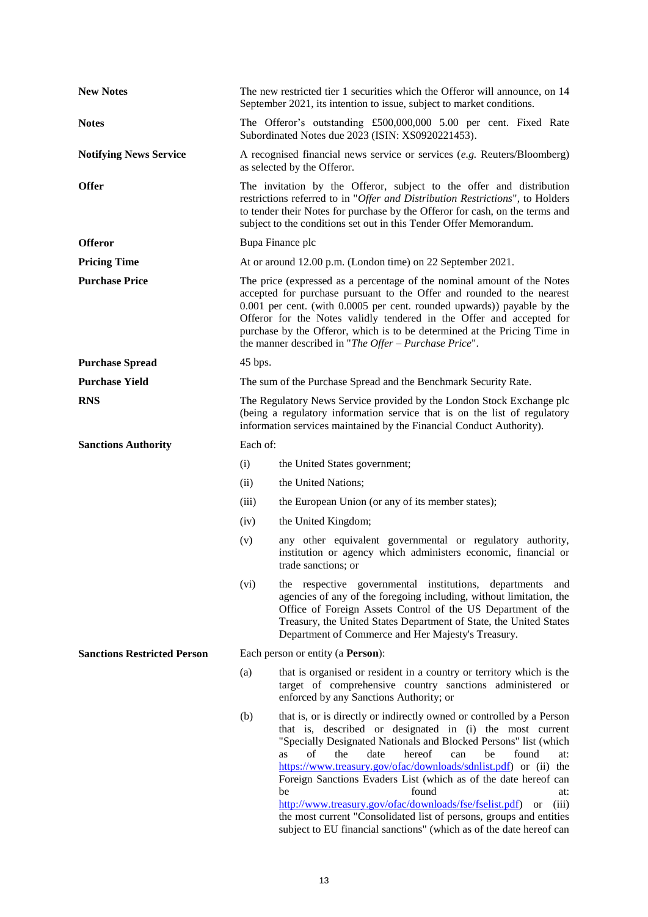**New Notes** The new restricted tier 1 securities which the Offeror will announce, on 14 September 2021, its intention to issue, subject to market conditions.

**Notes** The Offeror's outstanding £500,000,000 5.00 per cent. Fixed Rate Subordinated Notes due 2023 (ISIN: XS0920221453).

**Notifying News Service** A recognised financial news service or services (*e.g.* Reuters/Bloomberg) as selected by the Offeror.

**Offer** The invitation by the Offeror, subject to the offer and distribution restrictions referred to in "*Offer and Distribution Restrictions*", to Holders to tender their Notes for purchase by the Offeror for cash, on the terms and subject to the conditions set out in this Tender Offer Memorandum.

**Offeror** Bupa Finance plc

**Pricing Time** At or around 12.00 p.m. (London time) on 22 September 2021.

**Purchase Price** The price (expressed as a percentage of the nominal amount of the Notes accepted for purchase pursuant to the Offer and rounded to the nearest 0.001 per cent. (with 0.0005 per cent. rounded upwards)) payable by the Offeror for the Notes validly tendered in the Offer and accepted for purchase by the Offeror, which is to be determined at the Pricing Time in the manner described in "*The Offer – Purchase Price*".

**Purchase Spread** 45 bps.

**Purchase Yield** The sum of the Purchase Spread and the Benchmark Security Rate.

**RNS** The Regulatory News Service provided by the London Stock Exchange plc (being a regulatory information service that is on the list of regulatory information services maintained by the Financial Conduct Authority).

**Sanctions Authority** Each of:

(i) the United States government;

(ii) the United Nations;

(iii) the European Union (or any of its member states);

(iv) the United Kingdom;

(v) any other equivalent governmental or regulatory authority, institution or agency which administers economic, financial or trade sanctions; or

(vi) the respective governmental institutions, departments and agencies of any of the foregoing including, without limitation, the Office of Foreign Assets Control of the US Department of the Treasury, the United States Department of State, the United States Department of Commerce and Her Majesty's Treasury.

**Sanctions Restricted Person** Each person or entity (a **Person**):

(a) that is organised or resident in a country or territory which is the target of comprehensive country sanctions administered or enforced by any Sanctions Authority; or

(b) that is, or is directly or indirectly owned or controlled by a Person that is, described or designated in (i) the most current "Specially Designated Nationals and Blocked Persons" list (which as of the date hereof can be found at: https://www.treasury.gov/ofac/downloads/sdnlist.pdf) or (ii) the Foreign Sanctions Evaders List (which as of the date hereof can be found at: http://www.treasury.gov/ofac/downloads/fse/fselist.pdf) or (iii) the most current "Consolidated list of persons, groups and entities subject to EU financial sanctions" (which as of the date hereof can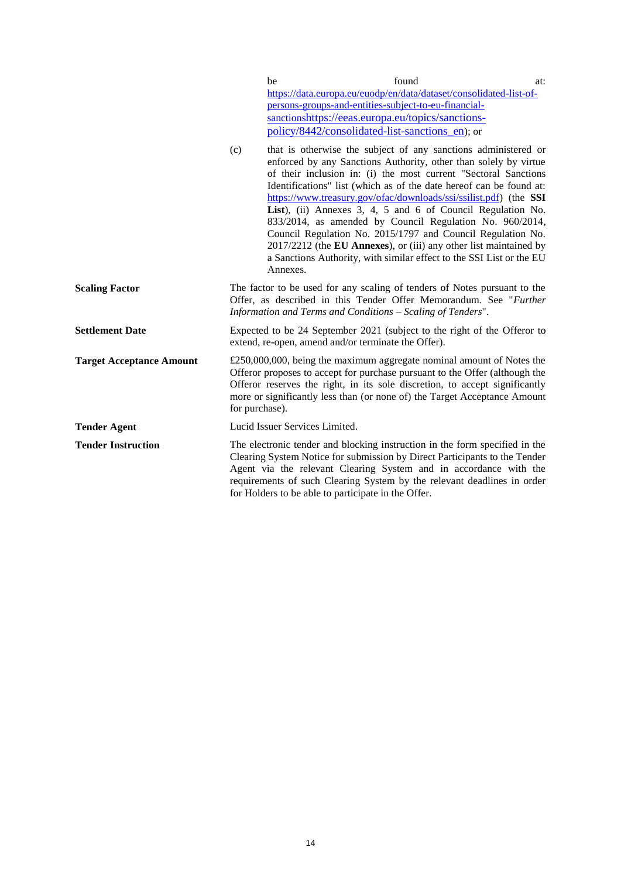be found at: https://data.europa.eu/euodp/en/data/dataset/consolidated-list-of-persons-groups-and-entities-subject-to-eu-financial-sanctionshttps://eeas.europa.eu/topics/sanctions-policy/8442/consolidated-list-sanctions_en); or

(c) that is otherwise the subject of any sanctions administered or enforced by any Sanctions Authority, other than solely by virtue of their inclusion in: (i) the most current "Sectoral Sanctions Identifications" list (which as of the date hereof can be found at: https://www.treasury.gov/ofac/downloads/ssi/ssilist.pdf) (the **SSI List**), (ii) Annexes 3, 4, 5 and 6 of Council Regulation No. 833/2014, as amended by Council Regulation No. 960/2014, Council Regulation No. 2015/1797 and Council Regulation No. 2017/2212 (the **EU Annexes**), or (iii) any other list maintained by a Sanctions Authority, with similar effect to the SSI List or the EU Annexes.

**Scaling Factor**

The factor to be used for any scaling of tenders of Notes pursuant to the Offer, as described in this Tender Offer Memorandum. See "*Further Information and Terms and Conditions – Scaling of Tenders*".

**Settlement Date**

Expected to be 24 September 2021 (subject to the right of the Offeror to extend, re-open, amend and/or terminate the Offer).

**Target Acceptance Amount**

£250,000,000, being the maximum aggregate nominal amount of Notes the Offeror proposes to accept for purchase pursuant to the Offer (although the Offeror reserves the right, in its sole discretion, to accept significantly more or significantly less than (or none of) the Target Acceptance Amount for purchase).

**Tender Agent**

Lucid Issuer Services Limited.

**Tender Instruction**

The electronic tender and blocking instruction in the form specified in the Clearing System Notice for submission by Direct Participants to the Tender Agent via the relevant Clearing System and in accordance with the requirements of such Clearing System by the relevant deadlines in order for Holders to be able to participate in the Offer.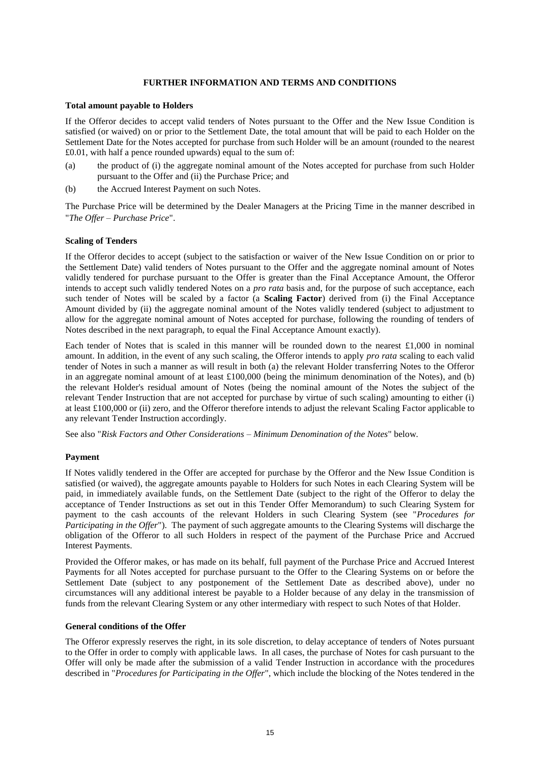## FURTHER INFORMATION AND TERMS AND CONDITIONS

**Total amount payable to Holders**

If the Offeror decides to accept valid tenders of Notes pursuant to the Offer and the New Issue Condition is satisfied (or waived) on or prior to the Settlement Date, the total amount that will be paid to each Holder on the Settlement Date for the Notes accepted for purchase from such Holder will be an amount (rounded to the nearest £0.01, with half a pence rounded upwards) equal to the sum of:

(a) the product of (i) the aggregate nominal amount of the Notes accepted for purchase from such Holder pursuant to the Offer and (ii) the Purchase Price; and

(b) the Accrued Interest Payment on such Notes.

The Purchase Price will be determined by the Dealer Managers at the Pricing Time in the manner described in "*The Offer – Purchase Price*".

**Scaling of Tenders**

If the Offeror decides to accept (subject to the satisfaction or waiver of the New Issue Condition on or prior to the Settlement Date) valid tenders of Notes pursuant to the Offer and the aggregate nominal amount of Notes validly tendered for purchase pursuant to the Offer is greater than the Final Acceptance Amount, the Offeror intends to accept such validly tendered Notes on a *pro rata* basis and, for the purpose of such acceptance, each such tender of Notes will be scaled by a factor (a **Scaling Factor**) derived from (i) the Final Acceptance Amount divided by (ii) the aggregate nominal amount of the Notes validly tendered (subject to adjustment to allow for the aggregate nominal amount of Notes accepted for purchase, following the rounding of tenders of Notes described in the next paragraph, to equal the Final Acceptance Amount exactly).

Each tender of Notes that is scaled in this manner will be rounded down to the nearest £1,000 in nominal amount. In addition, in the event of any such scaling, the Offeror intends to apply *pro rata* scaling to each valid tender of Notes in such a manner as will result in both (a) the relevant Holder transferring Notes to the Offeror in an aggregate nominal amount of at least £100,000 (being the minimum denomination of the Notes), and (b) the relevant Holder's residual amount of Notes (being the nominal amount of the Notes the subject of the relevant Tender Instruction that are not accepted for purchase by virtue of such scaling) amounting to either (i) at least £100,000 or (ii) zero, and the Offeror therefore intends to adjust the relevant Scaling Factor applicable to any relevant Tender Instruction accordingly.

See also "*Risk Factors and Other Considerations – Minimum Denomination of the Notes*" below.

**Payment**

If Notes validly tendered in the Offer are accepted for purchase by the Offeror and the New Issue Condition is satisfied (or waived), the aggregate amounts payable to Holders for such Notes in each Clearing System will be paid, in immediately available funds, on the Settlement Date (subject to the right of the Offeror to delay the acceptance of Tender Instructions as set out in this Tender Offer Memorandum) to such Clearing System for payment to the cash accounts of the relevant Holders in such Clearing System (see "*Procedures for Participating in the Offer*"). The payment of such aggregate amounts to the Clearing Systems will discharge the obligation of the Offeror to all such Holders in respect of the payment of the Purchase Price and Accrued Interest Payments.

Provided the Offeror makes, or has made on its behalf, full payment of the Purchase Price and Accrued Interest Payments for all Notes accepted for purchase pursuant to the Offer to the Clearing Systems on or before the Settlement Date (subject to any postponement of the Settlement Date as described above), under no circumstances will any additional interest be payable to a Holder because of any delay in the transmission of funds from the relevant Clearing System or any other intermediary with respect to such Notes of that Holder.

**General conditions of the Offer**

The Offeror expressly reserves the right, in its sole discretion, to delay acceptance of tenders of Notes pursuant to the Offer in order to comply with applicable laws. In all cases, the purchase of Notes for cash pursuant to the Offer will only be made after the submission of a valid Tender Instruction in accordance with the procedures described in "*Procedures for Participating in the Offer*", which include the blocking of the Notes tendered in the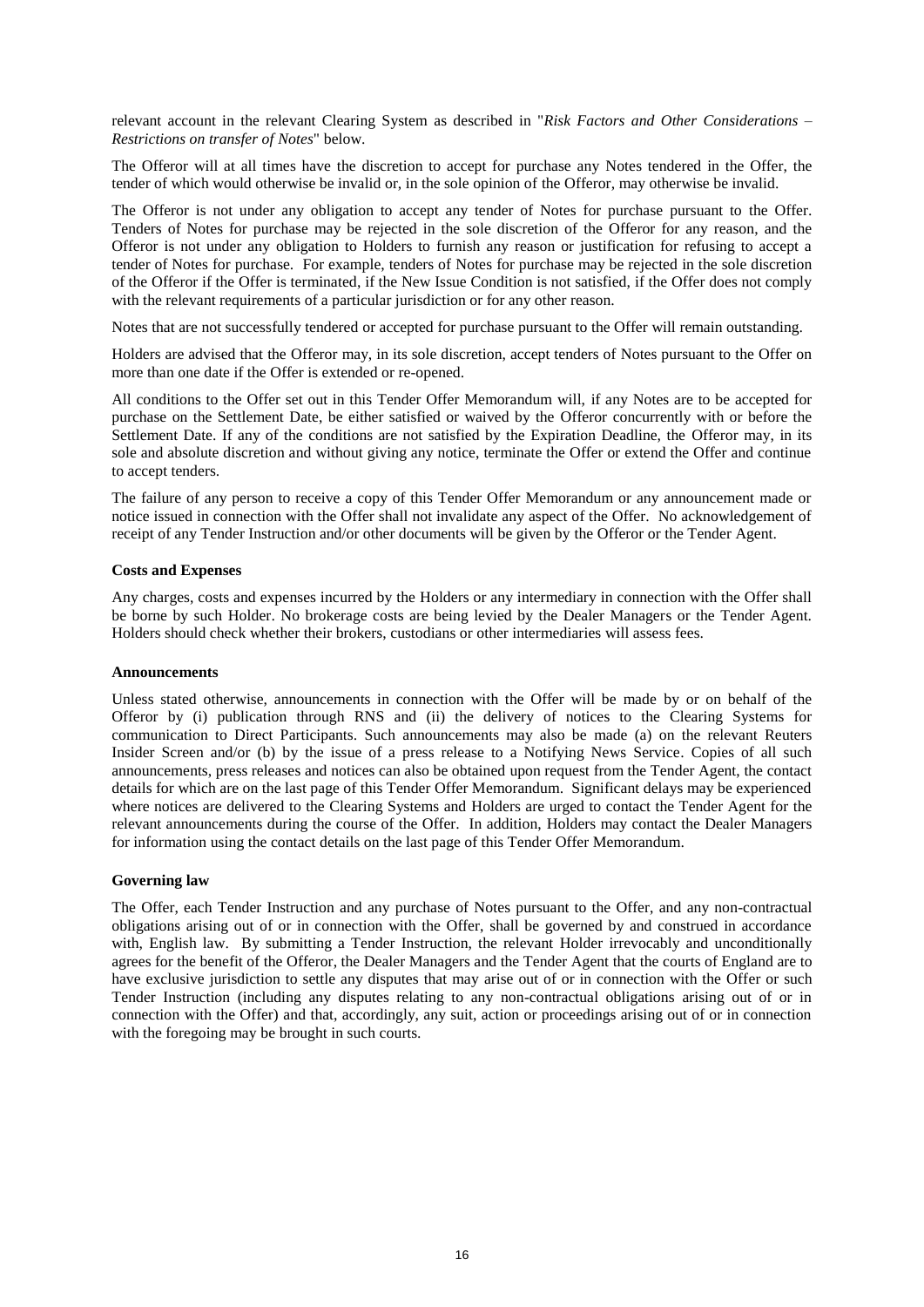relevant account in the relevant Clearing System as described in "*Risk Factors and Other Considerations – Restrictions on transfer of Notes*" below.

The Offeror will at all times have the discretion to accept for purchase any Notes tendered in the Offer, the tender of which would otherwise be invalid or, in the sole opinion of the Offeror, may otherwise be invalid.

The Offeror is not under any obligation to accept any tender of Notes for purchase pursuant to the Offer. Tenders of Notes for purchase may be rejected in the sole discretion of the Offeror for any reason, and the Offeror is not under any obligation to Holders to furnish any reason or justification for refusing to accept a tender of Notes for purchase. For example, tenders of Notes for purchase may be rejected in the sole discretion of the Offeror if the Offer is terminated, if the New Issue Condition is not satisfied, if the Offer does not comply with the relevant requirements of a particular jurisdiction or for any other reason.

Notes that are not successfully tendered or accepted for purchase pursuant to the Offer will remain outstanding.

Holders are advised that the Offeror may, in its sole discretion, accept tenders of Notes pursuant to the Offer on more than one date if the Offer is extended or re-opened.

All conditions to the Offer set out in this Tender Offer Memorandum will, if any Notes are to be accepted for purchase on the Settlement Date, be either satisfied or waived by the Offeror concurrently with or before the Settlement Date. If any of the conditions are not satisfied by the Expiration Deadline, the Offeror may, in its sole and absolute discretion and without giving any notice, terminate the Offer or extend the Offer and continue to accept tenders.

The failure of any person to receive a copy of this Tender Offer Memorandum or any announcement made or notice issued in connection with the Offer shall not invalidate any aspect of the Offer. No acknowledgement of receipt of any Tender Instruction and/or other documents will be given by the Offeror or the Tender Agent.

**Costs and Expenses**

Any charges, costs and expenses incurred by the Holders or any intermediary in connection with the Offer shall be borne by such Holder. No brokerage costs are being levied by the Dealer Managers or the Tender Agent. Holders should check whether their brokers, custodians or other intermediaries will assess fees.

**Announcements**

Unless stated otherwise, announcements in connection with the Offer will be made by or on behalf of the Offeror by (i) publication through RNS and (ii) the delivery of notices to the Clearing Systems for communication to Direct Participants. Such announcements may also be made (a) on the relevant Reuters Insider Screen and/or (b) by the issue of a press release to a Notifying News Service. Copies of all such announcements, press releases and notices can also be obtained upon request from the Tender Agent, the contact details for which are on the last page of this Tender Offer Memorandum. Significant delays may be experienced where notices are delivered to the Clearing Systems and Holders are urged to contact the Tender Agent for the relevant announcements during the course of the Offer. In addition, Holders may contact the Dealer Managers for information using the contact details on the last page of this Tender Offer Memorandum.

**Governing law**

The Offer, each Tender Instruction and any purchase of Notes pursuant to the Offer, and any non-contractual obligations arising out of or in connection with the Offer, shall be governed by and construed in accordance with, English law. By submitting a Tender Instruction, the relevant Holder irrevocably and unconditionally agrees for the benefit of the Offeror, the Dealer Managers and the Tender Agent that the courts of England are to have exclusive jurisdiction to settle any disputes that may arise out of or in connection with the Offer or such Tender Instruction (including any disputes relating to any non-contractual obligations arising out of or in connection with the Offer) and that, accordingly, any suit, action or proceedings arising out of or in connection with the foregoing may be brought in such courts.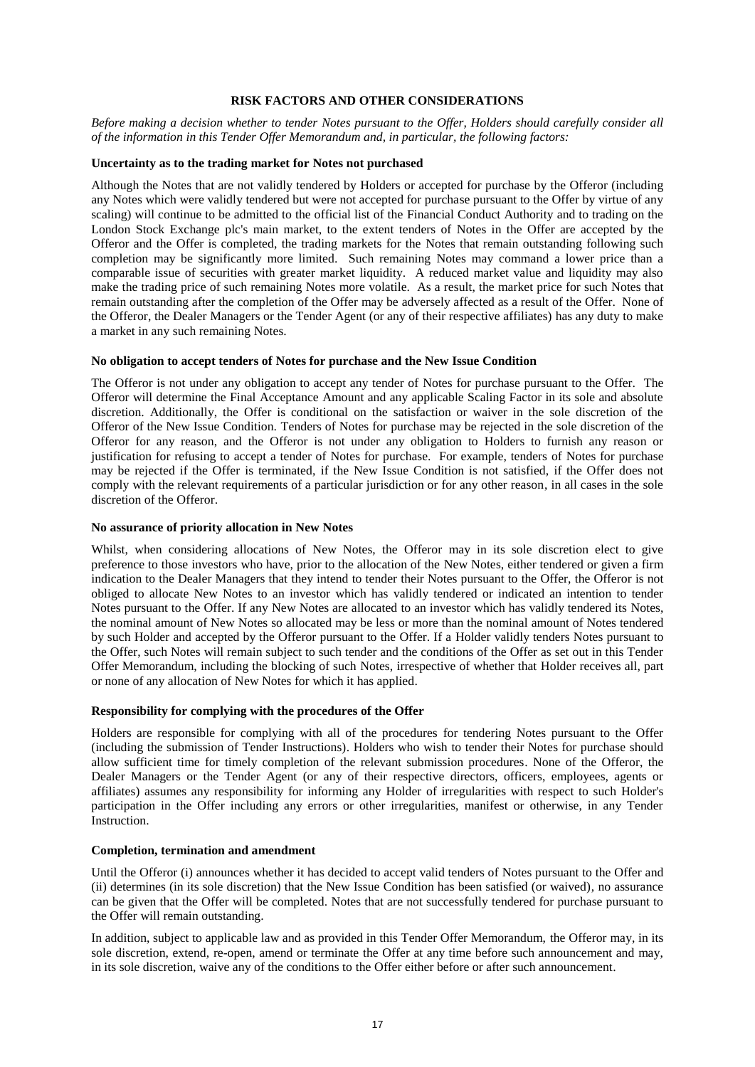## RISK FACTORS AND OTHER CONSIDERATIONS

*Before making a decision whether to tender Notes pursuant to the Offer, Holders should carefully consider all of the information in this Tender Offer Memorandum and, in particular, the following factors:*

**Uncertainty as to the trading market for Notes not purchased**

Although the Notes that are not validly tendered by Holders or accepted for purchase by the Offeror (including any Notes which were validly tendered but were not accepted for purchase pursuant to the Offer by virtue of any scaling) will continue to be admitted to the official list of the Financial Conduct Authority and to trading on the London Stock Exchange plc's main market, to the extent tenders of Notes in the Offer are accepted by the Offeror and the Offer is completed, the trading markets for the Notes that remain outstanding following such completion may be significantly more limited. Such remaining Notes may command a lower price than a comparable issue of securities with greater market liquidity. A reduced market value and liquidity may also make the trading price of such remaining Notes more volatile. As a result, the market price for such Notes that remain outstanding after the completion of the Offer may be adversely affected as a result of the Offer. None of the Offeror, the Dealer Managers or the Tender Agent (or any of their respective affiliates) has any duty to make a market in any such remaining Notes.

**No obligation to accept tenders of Notes for purchase and the New Issue Condition**

The Offeror is not under any obligation to accept any tender of Notes for purchase pursuant to the Offer. The Offeror will determine the Final Acceptance Amount and any applicable Scaling Factor in its sole and absolute discretion. Additionally, the Offer is conditional on the satisfaction or waiver in the sole discretion of the Offeror of the New Issue Condition. Tenders of Notes for purchase may be rejected in the sole discretion of the Offeror for any reason, and the Offeror is not under any obligation to Holders to furnish any reason or justification for refusing to accept a tender of Notes for purchase. For example, tenders of Notes for purchase may be rejected if the Offer is terminated, if the New Issue Condition is not satisfied, if the Offer does not comply with the relevant requirements of a particular jurisdiction or for any other reason, in all cases in the sole discretion of the Offeror.

**No assurance of priority allocation in New Notes**

Whilst, when considering allocations of New Notes, the Offeror may in its sole discretion elect to give preference to those investors who have, prior to the allocation of the New Notes, either tendered or given a firm indication to the Dealer Managers that they intend to tender their Notes pursuant to the Offer, the Offeror is not obliged to allocate New Notes to an investor which has validly tendered or indicated an intention to tender Notes pursuant to the Offer. If any New Notes are allocated to an investor which has validly tendered its Notes, the nominal amount of New Notes so allocated may be less or more than the nominal amount of Notes tendered by such Holder and accepted by the Offeror pursuant to the Offer. If a Holder validly tenders Notes pursuant to the Offer, such Notes will remain subject to such tender and the conditions of the Offer as set out in this Tender Offer Memorandum, including the blocking of such Notes, irrespective of whether that Holder receives all, part or none of any allocation of New Notes for which it has applied.

**Responsibility for complying with the procedures of the Offer**

Holders are responsible for complying with all of the procedures for tendering Notes pursuant to the Offer (including the submission of Tender Instructions). Holders who wish to tender their Notes for purchase should allow sufficient time for timely completion of the relevant submission procedures. None of the Offeror, the Dealer Managers or the Tender Agent (or any of their respective directors, officers, employees, agents or affiliates) assumes any responsibility for informing any Holder of irregularities with respect to such Holder's participation in the Offer including any errors or other irregularities, manifest or otherwise, in any Tender Instruction.

**Completion, termination and amendment**

Until the Offeror (i) announces whether it has decided to accept valid tenders of Notes pursuant to the Offer and (ii) determines (in its sole discretion) that the New Issue Condition has been satisfied (or waived), no assurance can be given that the Offer will be completed. Notes that are not successfully tendered for purchase pursuant to the Offer will remain outstanding.

In addition, subject to applicable law and as provided in this Tender Offer Memorandum, the Offeror may, in its sole discretion, extend, re-open, amend or terminate the Offer at any time before such announcement and may, in its sole discretion, waive any of the conditions to the Offer either before or after such announcement.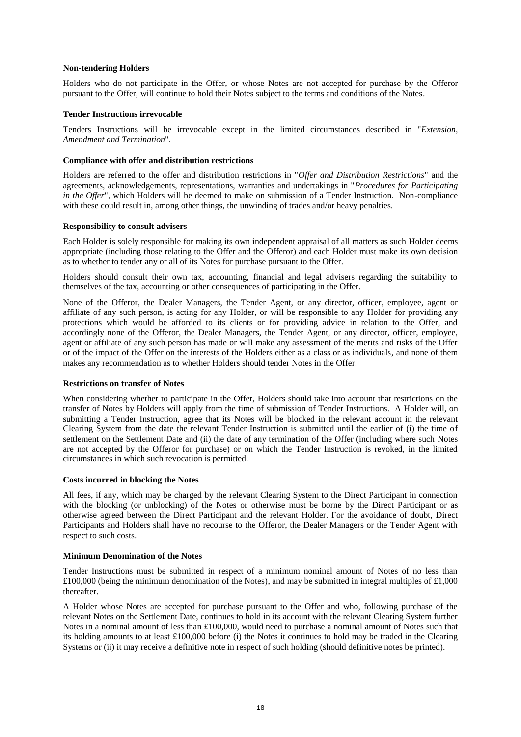**Non-tendering Holders**

Holders who do not participate in the Offer, or whose Notes are not accepted for purchase by the Offeror pursuant to the Offer, will continue to hold their Notes subject to the terms and conditions of the Notes.

**Tender Instructions irrevocable**

Tenders Instructions will be irrevocable except in the limited circumstances described in "*Extension, Amendment and Termination*".

**Compliance with offer and distribution restrictions**

Holders are referred to the offer and distribution restrictions in "*Offer and Distribution Restrictions*" and the agreements, acknowledgements, representations, warranties and undertakings in "*Procedures for Participating in the Offer*", which Holders will be deemed to make on submission of a Tender Instruction. Non-compliance with these could result in, among other things, the unwinding of trades and/or heavy penalties.

**Responsibility to consult advisers**

Each Holder is solely responsible for making its own independent appraisal of all matters as such Holder deems appropriate (including those relating to the Offer and the Offeror) and each Holder must make its own decision as to whether to tender any or all of its Notes for purchase pursuant to the Offer.

Holders should consult their own tax, accounting, financial and legal advisers regarding the suitability to themselves of the tax, accounting or other consequences of participating in the Offer.

None of the Offeror, the Dealer Managers, the Tender Agent, or any director, officer, employee, agent or affiliate of any such person, is acting for any Holder, or will be responsible to any Holder for providing any protections which would be afforded to its clients or for providing advice in relation to the Offer, and accordingly none of the Offeror, the Dealer Managers, the Tender Agent, or any director, officer, employee, agent or affiliate of any such person has made or will make any assessment of the merits and risks of the Offer or of the impact of the Offer on the interests of the Holders either as a class or as individuals, and none of them makes any recommendation as to whether Holders should tender Notes in the Offer.

**Restrictions on transfer of Notes**

When considering whether to participate in the Offer, Holders should take into account that restrictions on the transfer of Notes by Holders will apply from the time of submission of Tender Instructions. A Holder will, on submitting a Tender Instruction, agree that its Notes will be blocked in the relevant account in the relevant Clearing System from the date the relevant Tender Instruction is submitted until the earlier of (i) the time of settlement on the Settlement Date and (ii) the date of any termination of the Offer (including where such Notes are not accepted by the Offeror for purchase) or on which the Tender Instruction is revoked, in the limited circumstances in which such revocation is permitted.

**Costs incurred in blocking the Notes**

All fees, if any, which may be charged by the relevant Clearing System to the Direct Participant in connection with the blocking (or unblocking) of the Notes or otherwise must be borne by the Direct Participant or as otherwise agreed between the Direct Participant and the relevant Holder. For the avoidance of doubt, Direct Participants and Holders shall have no recourse to the Offeror, the Dealer Managers or the Tender Agent with respect to such costs.

**Minimum Denomination of the Notes**

Tender Instructions must be submitted in respect of a minimum nominal amount of Notes of no less than £100,000 (being the minimum denomination of the Notes), and may be submitted in integral multiples of £1,000 thereafter.

A Holder whose Notes are accepted for purchase pursuant to the Offer and who, following purchase of the relevant Notes on the Settlement Date, continues to hold in its account with the relevant Clearing System further Notes in a nominal amount of less than £100,000, would need to purchase a nominal amount of Notes such that its holding amounts to at least £100,000 before (i) the Notes it continues to hold may be traded in the Clearing Systems or (ii) it may receive a definitive note in respect of such holding (should definitive notes be printed).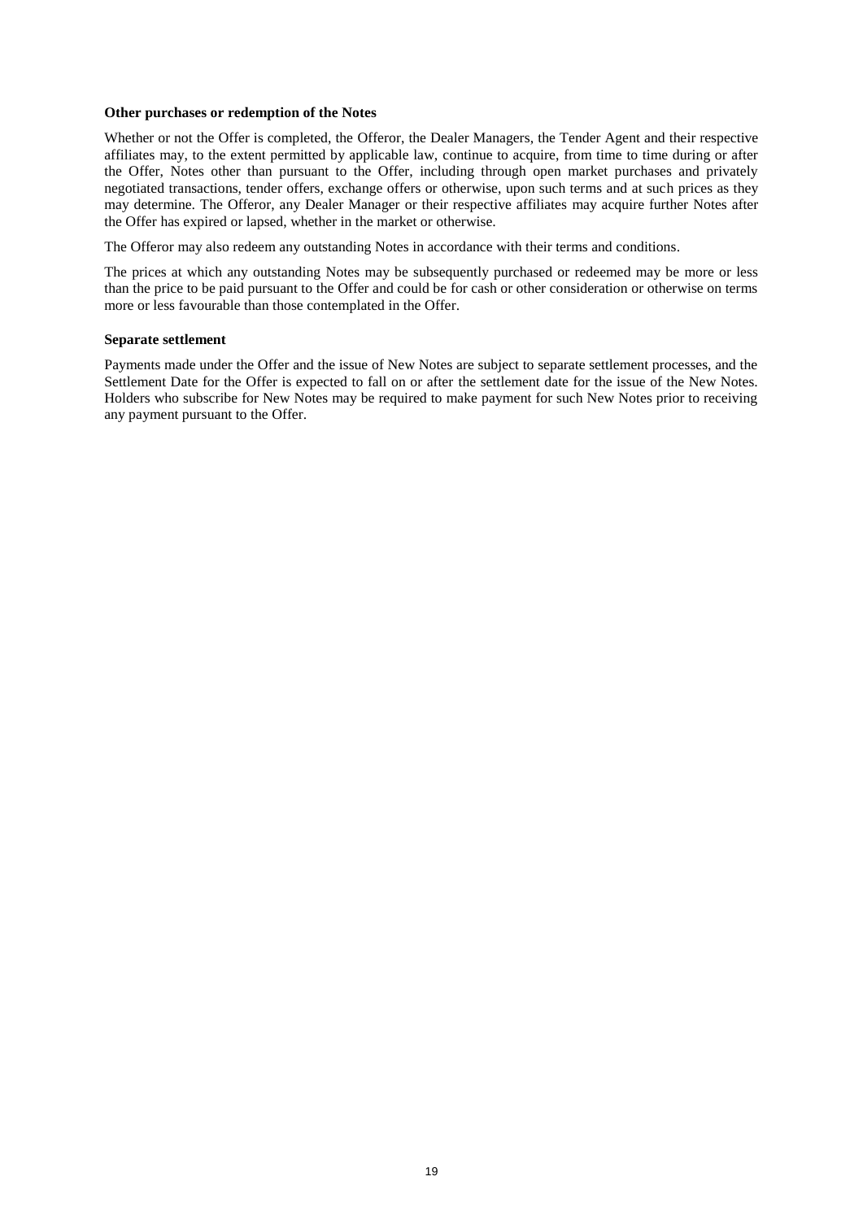**Other purchases or redemption of the Notes**

Whether or not the Offer is completed, the Offeror, the Dealer Managers, the Tender Agent and their respective affiliates may, to the extent permitted by applicable law, continue to acquire, from time to time during or after the Offer, Notes other than pursuant to the Offer, including through open market purchases and privately negotiated transactions, tender offers, exchange offers or otherwise, upon such terms and at such prices as they may determine. The Offeror, any Dealer Manager or their respective affiliates may acquire further Notes after the Offer has expired or lapsed, whether in the market or otherwise.

The Offeror may also redeem any outstanding Notes in accordance with their terms and conditions.

The prices at which any outstanding Notes may be subsequently purchased or redeemed may be more or less than the price to be paid pursuant to the Offer and could be for cash or other consideration or otherwise on terms more or less favourable than those contemplated in the Offer.

**Separate settlement**

Payments made under the Offer and the issue of New Notes are subject to separate settlement processes, and the Settlement Date for the Offer is expected to fall on or after the settlement date for the issue of the New Notes. Holders who subscribe for New Notes may be required to make payment for such New Notes prior to receiving any payment pursuant to the Offer.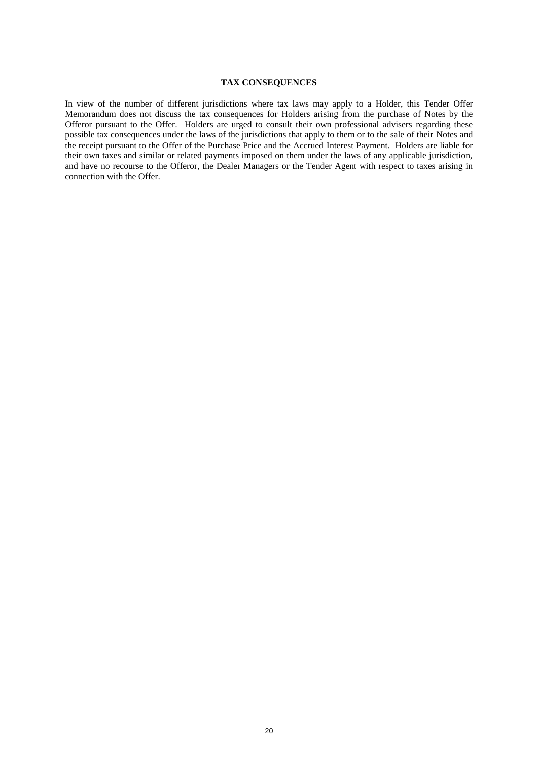## TAX CONSEQUENCES

In view of the number of different jurisdictions where tax laws may apply to a Holder, this Tender Offer Memorandum does not discuss the tax consequences for Holders arising from the purchase of Notes by the Offeror pursuant to the Offer. Holders are urged to consult their own professional advisers regarding these possible tax consequences under the laws of the jurisdictions that apply to them or to the sale of their Notes and the receipt pursuant to the Offer of the Purchase Price and the Accrued Interest Payment. Holders are liable for their own taxes and similar or related payments imposed on them under the laws of any applicable jurisdiction, and have no recourse to the Offeror, the Dealer Managers or the Tender Agent with respect to taxes arising in connection with the Offer.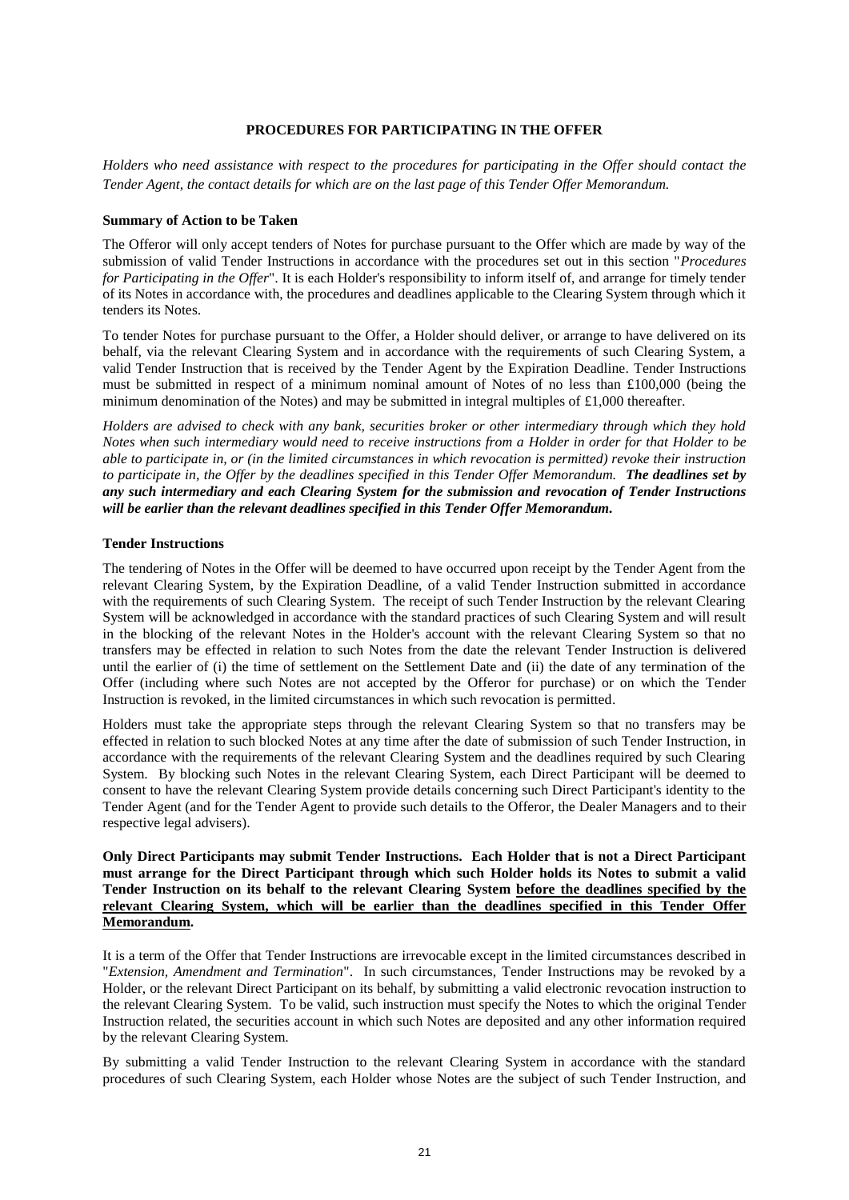## PROCEDURES FOR PARTICIPATING IN THE OFFER

*Holders who need assistance with respect to the procedures for participating in the Offer should contact the Tender Agent, the contact details for which are on the last page of this Tender Offer Memorandum.*

### Summary of Action to be Taken

The Offeror will only accept tenders of Notes for purchase pursuant to the Offer which are made by way of the submission of valid Tender Instructions in accordance with the procedures set out in this section "*Procedures for Participating in the Offer*". It is each Holder's responsibility to inform itself of, and arrange for timely tender of its Notes in accordance with, the procedures and deadlines applicable to the Clearing System through which it tenders its Notes.

To tender Notes for purchase pursuant to the Offer, a Holder should deliver, or arrange to have delivered on its behalf, via the relevant Clearing System and in accordance with the requirements of such Clearing System, a valid Tender Instruction that is received by the Tender Agent by the Expiration Deadline. Tender Instructions must be submitted in respect of a minimum nominal amount of Notes of no less than £100,000 (being the minimum denomination of the Notes) and may be submitted in integral multiples of £1,000 thereafter.

*Holders are advised to check with any bank, securities broker or other intermediary through which they hold Notes when such intermediary would need to receive instructions from a Holder in order for that Holder to be able to participate in, or (in the limited circumstances in which revocation is permitted) revoke their instruction to participate in, the Offer by the deadlines specified in this Tender Offer Memorandum.* ***The deadlines set by any such intermediary and each Clearing System for the submission and revocation of Tender Instructions will be earlier than the relevant deadlines specified in this Tender Offer Memorandum.***

### Tender Instructions

The tendering of Notes in the Offer will be deemed to have occurred upon receipt by the Tender Agent from the relevant Clearing System, by the Expiration Deadline, of a valid Tender Instruction submitted in accordance with the requirements of such Clearing System. The receipt of such Tender Instruction by the relevant Clearing System will be acknowledged in accordance with the standard practices of such Clearing System and will result in the blocking of the relevant Notes in the Holder's account with the relevant Clearing System so that no transfers may be effected in relation to such Notes from the date the relevant Tender Instruction is delivered until the earlier of (i) the time of settlement on the Settlement Date and (ii) the date of any termination of the Offer (including where such Notes are not accepted by the Offeror for purchase) or on which the Tender Instruction is revoked, in the limited circumstances in which such revocation is permitted.

Holders must take the appropriate steps through the relevant Clearing System so that no transfers may be effected in relation to such blocked Notes at any time after the date of submission of such Tender Instruction, in accordance with the requirements of the relevant Clearing System and the deadlines required by such Clearing System. By blocking such Notes in the relevant Clearing System, each Direct Participant will be deemed to consent to have the relevant Clearing System provide details concerning such Direct Participant's identity to the Tender Agent (and for the Tender Agent to provide such details to the Offeror, the Dealer Managers and to their respective legal advisers).

**Only Direct Participants may submit Tender Instructions. Each Holder that is not a Direct Participant must arrange for the Direct Participant through which such Holder holds its Notes to submit a valid Tender Instruction on its behalf to the relevant Clearing System before the deadlines specified by the relevant Clearing System, which will be earlier than the deadlines specified in this Tender Offer Memorandum.**

It is a term of the Offer that Tender Instructions are irrevocable except in the limited circumstances described in "*Extension, Amendment and Termination*". In such circumstances, Tender Instructions may be revoked by a Holder, or the relevant Direct Participant on its behalf, by submitting a valid electronic revocation instruction to the relevant Clearing System. To be valid, such instruction must specify the Notes to which the original Tender Instruction related, the securities account in which such Notes are deposited and any other information required by the relevant Clearing System.

By submitting a valid Tender Instruction to the relevant Clearing System in accordance with the standard procedures of such Clearing System, each Holder whose Notes are the subject of such Tender Instruction, and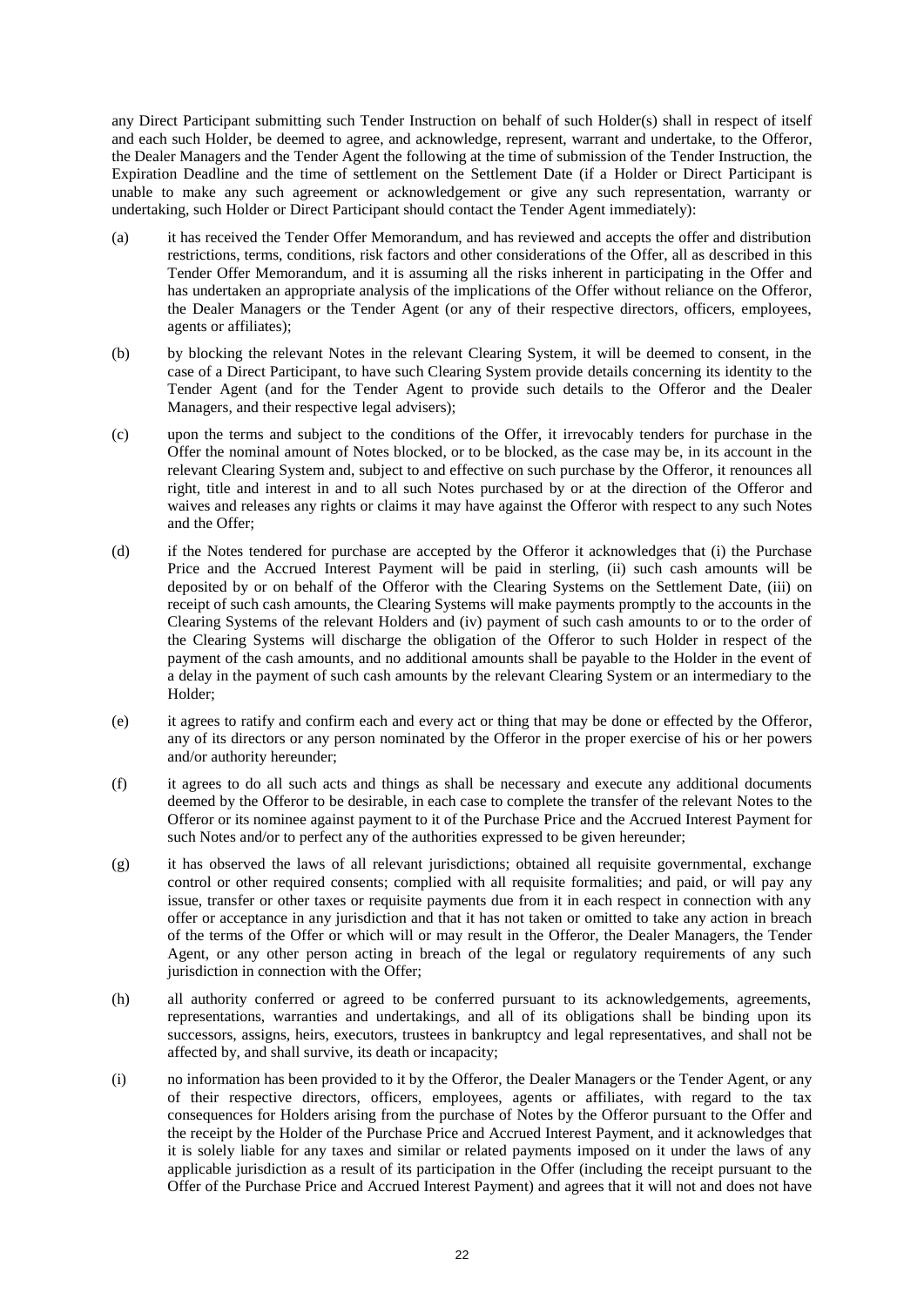any Direct Participant submitting such Tender Instruction on behalf of such Holder(s) shall in respect of itself and each such Holder, be deemed to agree, and acknowledge, represent, warrant and undertake, to the Offeror, the Dealer Managers and the Tender Agent the following at the time of submission of the Tender Instruction, the Expiration Deadline and the time of settlement on the Settlement Date (if a Holder or Direct Participant is unable to make any such agreement or acknowledgement or give any such representation, warranty or undertaking, such Holder or Direct Participant should contact the Tender Agent immediately):

(a) it has received the Tender Offer Memorandum, and has reviewed and accepts the offer and distribution restrictions, terms, conditions, risk factors and other considerations of the Offer, all as described in this Tender Offer Memorandum, and it is assuming all the risks inherent in participating in the Offer and has undertaken an appropriate analysis of the implications of the Offer without reliance on the Offeror, the Dealer Managers or the Tender Agent (or any of their respective directors, officers, employees, agents or affiliates);

(b) by blocking the relevant Notes in the relevant Clearing System, it will be deemed to consent, in the case of a Direct Participant, to have such Clearing System provide details concerning its identity to the Tender Agent (and for the Tender Agent to provide such details to the Offeror and the Dealer Managers, and their respective legal advisers);

(c) upon the terms and subject to the conditions of the Offer, it irrevocably tenders for purchase in the Offer the nominal amount of Notes blocked, or to be blocked, as the case may be, in its account in the relevant Clearing System and, subject to and effective on such purchase by the Offeror, it renounces all right, title and interest in and to all such Notes purchased by or at the direction of the Offeror and waives and releases any rights or claims it may have against the Offeror with respect to any such Notes and the Offer;

(d) if the Notes tendered for purchase are accepted by the Offeror it acknowledges that (i) the Purchase Price and the Accrued Interest Payment will be paid in sterling, (ii) such cash amounts will be deposited by or on behalf of the Offeror with the Clearing Systems on the Settlement Date, (iii) on receipt of such cash amounts, the Clearing Systems will make payments promptly to the accounts in the Clearing Systems of the relevant Holders and (iv) payment of such cash amounts to or to the order of the Clearing Systems will discharge the obligation of the Offeror to such Holder in respect of the payment of the cash amounts, and no additional amounts shall be payable to the Holder in the event of a delay in the payment of such cash amounts by the relevant Clearing System or an intermediary to the Holder;

(e) it agrees to ratify and confirm each and every act or thing that may be done or effected by the Offeror, any of its directors or any person nominated by the Offeror in the proper exercise of his or her powers and/or authority hereunder;

(f) it agrees to do all such acts and things as shall be necessary and execute any additional documents deemed by the Offeror to be desirable, in each case to complete the transfer of the relevant Notes to the Offeror or its nominee against payment to it of the Purchase Price and the Accrued Interest Payment for such Notes and/or to perfect any of the authorities expressed to be given hereunder;

(g) it has observed the laws of all relevant jurisdictions; obtained all requisite governmental, exchange control or other required consents; complied with all requisite formalities; and paid, or will pay any issue, transfer or other taxes or requisite payments due from it in each respect in connection with any offer or acceptance in any jurisdiction and that it has not taken or omitted to take any action in breach of the terms of the Offer or which will or may result in the Offeror, the Dealer Managers, the Tender Agent, or any other person acting in breach of the legal or regulatory requirements of any such jurisdiction in connection with the Offer;

(h) all authority conferred or agreed to be conferred pursuant to its acknowledgements, agreements, representations, warranties and undertakings, and all of its obligations shall be binding upon its successors, assigns, heirs, executors, trustees in bankruptcy and legal representatives, and shall not be affected by, and shall survive, its death or incapacity;

(i) no information has been provided to it by the Offeror, the Dealer Managers or the Tender Agent, or any of their respective directors, officers, employees, agents or affiliates, with regard to the tax consequences for Holders arising from the purchase of Notes by the Offeror pursuant to the Offer and the receipt by the Holder of the Purchase Price and Accrued Interest Payment, and it acknowledges that it is solely liable for any taxes and similar or related payments imposed on it under the laws of any applicable jurisdiction as a result of its participation in the Offer (including the receipt pursuant to the Offer of the Purchase Price and Accrued Interest Payment) and agrees that it will not and does not have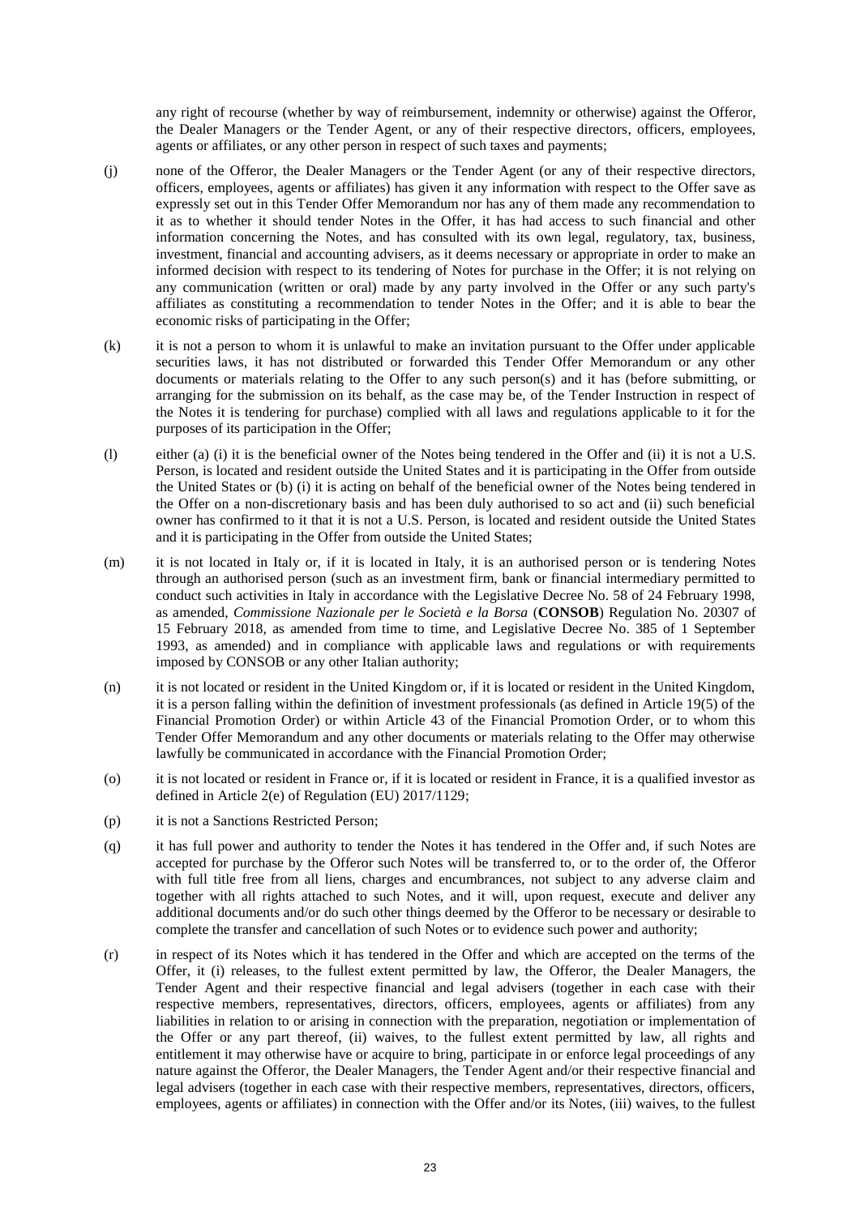any right of recourse (whether by way of reimbursement, indemnity or otherwise) against the Offeror, the Dealer Managers or the Tender Agent, or any of their respective directors, officers, employees, agents or affiliates, or any other person in respect of such taxes and payments;

(j) none of the Offeror, the Dealer Managers or the Tender Agent (or any of their respective directors, officers, employees, agents or affiliates) has given it any information with respect to the Offer save as expressly set out in this Tender Offer Memorandum nor has any of them made any recommendation to it as to whether it should tender Notes in the Offer, it has had access to such financial and other information concerning the Notes, and has consulted with its own legal, regulatory, tax, business, investment, financial and accounting advisers, as it deems necessary or appropriate in order to make an informed decision with respect to its tendering of Notes for purchase in the Offer; it is not relying on any communication (written or oral) made by any party involved in the Offer or any such party's affiliates as constituting a recommendation to tender Notes in the Offer; and it is able to bear the economic risks of participating in the Offer;

(k) it is not a person to whom it is unlawful to make an invitation pursuant to the Offer under applicable securities laws, it has not distributed or forwarded this Tender Offer Memorandum or any other documents or materials relating to the Offer to any such person(s) and it has (before submitting, or arranging for the submission on its behalf, as the case may be, of the Tender Instruction in respect of the Notes it is tendering for purchase) complied with all laws and regulations applicable to it for the purposes of its participation in the Offer;

(l) either (a) (i) it is the beneficial owner of the Notes being tendered in the Offer and (ii) it is not a U.S. Person, is located and resident outside the United States and it is participating in the Offer from outside the United States or (b) (i) it is acting on behalf of the beneficial owner of the Notes being tendered in the Offer on a non-discretionary basis and has been duly authorised to so act and (ii) such beneficial owner has confirmed to it that it is not a U.S. Person, is located and resident outside the United States and it is participating in the Offer from outside the United States;

(m) it is not located in Italy or, if it is located in Italy, it is an authorised person or is tendering Notes through an authorised person (such as an investment firm, bank or financial intermediary permitted to conduct such activities in Italy in accordance with the Legislative Decree No. 58 of 24 February 1998, as amended, *Commissione Nazionale per le Società e la Borsa* (**CONSOB**) Regulation No. 20307 of 15 February 2018, as amended from time to time, and Legislative Decree No. 385 of 1 September 1993, as amended) and in compliance with applicable laws and regulations or with requirements imposed by CONSOB or any other Italian authority;

(n) it is not located or resident in the United Kingdom or, if it is located or resident in the United Kingdom, it is a person falling within the definition of investment professionals (as defined in Article 19(5) of the Financial Promotion Order) or within Article 43 of the Financial Promotion Order, or to whom this Tender Offer Memorandum and any other documents or materials relating to the Offer may otherwise lawfully be communicated in accordance with the Financial Promotion Order;

(o) it is not located or resident in France or, if it is located or resident in France, it is a qualified investor as defined in Article 2(e) of Regulation (EU) 2017/1129;

(p) it is not a Sanctions Restricted Person;

(q) it has full power and authority to tender the Notes it has tendered in the Offer and, if such Notes are accepted for purchase by the Offeror such Notes will be transferred to, or to the order of, the Offeror with full title free from all liens, charges and encumbrances, not subject to any adverse claim and together with all rights attached to such Notes, and it will, upon request, execute and deliver any additional documents and/or do such other things deemed by the Offeror to be necessary or desirable to complete the transfer and cancellation of such Notes or to evidence such power and authority;

(r) in respect of its Notes which it has tendered in the Offer and which are accepted on the terms of the Offer, it (i) releases, to the fullest extent permitted by law, the Offeror, the Dealer Managers, the Tender Agent and their respective financial and legal advisers (together in each case with their respective members, representatives, directors, officers, employees, agents or affiliates) from any liabilities in relation to or arising in connection with the preparation, negotiation or implementation of the Offer or any part thereof, (ii) waives, to the fullest extent permitted by law, all rights and entitlement it may otherwise have or acquire to bring, participate in or enforce legal proceedings of any nature against the Offeror, the Dealer Managers, the Tender Agent and/or their respective financial and legal advisers (together in each case with their respective members, representatives, directors, officers, employees, agents or affiliates) in connection with the Offer and/or its Notes, (iii) waives, to the fullest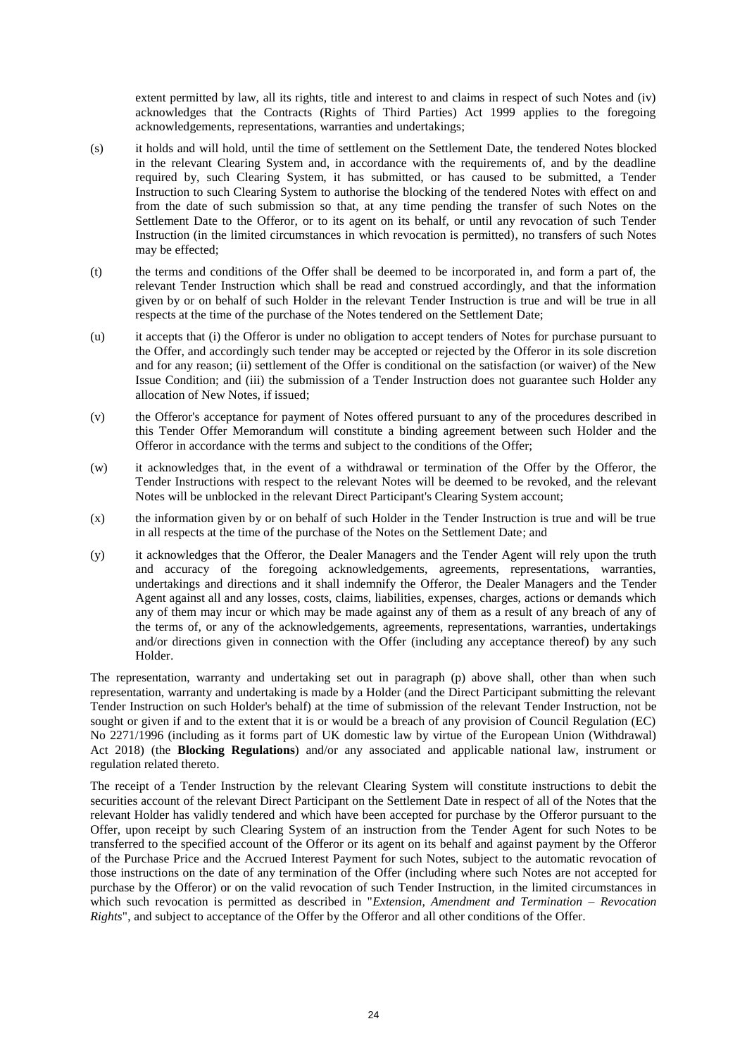extent permitted by law, all its rights, title and interest to and claims in respect of such Notes and (iv) acknowledges that the Contracts (Rights of Third Parties) Act 1999 applies to the foregoing acknowledgements, representations, warranties and undertakings;

(s) it holds and will hold, until the time of settlement on the Settlement Date, the tendered Notes blocked in the relevant Clearing System and, in accordance with the requirements of, and by the deadline required by, such Clearing System, it has submitted, or has caused to be submitted, a Tender Instruction to such Clearing System to authorise the blocking of the tendered Notes with effect on and from the date of such submission so that, at any time pending the transfer of such Notes on the Settlement Date to the Offeror, or to its agent on its behalf, or until any revocation of such Tender Instruction (in the limited circumstances in which revocation is permitted), no transfers of such Notes may be effected;

(t) the terms and conditions of the Offer shall be deemed to be incorporated in, and form a part of, the relevant Tender Instruction which shall be read and construed accordingly, and that the information given by or on behalf of such Holder in the relevant Tender Instruction is true and will be true in all respects at the time of the purchase of the Notes tendered on the Settlement Date;

(u) it accepts that (i) the Offeror is under no obligation to accept tenders of Notes for purchase pursuant to the Offer, and accordingly such tender may be accepted or rejected by the Offeror in its sole discretion and for any reason; (ii) settlement of the Offer is conditional on the satisfaction (or waiver) of the New Issue Condition; and (iii) the submission of a Tender Instruction does not guarantee such Holder any allocation of New Notes, if issued;

(v) the Offeror's acceptance for payment of Notes offered pursuant to any of the procedures described in this Tender Offer Memorandum will constitute a binding agreement between such Holder and the Offeror in accordance with the terms and subject to the conditions of the Offer;

(w) it acknowledges that, in the event of a withdrawal or termination of the Offer by the Offeror, the Tender Instructions with respect to the relevant Notes will be deemed to be revoked, and the relevant Notes will be unblocked in the relevant Direct Participant's Clearing System account;

(x) the information given by or on behalf of such Holder in the Tender Instruction is true and will be true in all respects at the time of the purchase of the Notes on the Settlement Date; and

(y) it acknowledges that the Offeror, the Dealer Managers and the Tender Agent will rely upon the truth and accuracy of the foregoing acknowledgements, agreements, representations, warranties, undertakings and directions and it shall indemnify the Offeror, the Dealer Managers and the Tender Agent against all and any losses, costs, claims, liabilities, expenses, charges, actions or demands which any of them may incur or which may be made against any of them as a result of any breach of any of the terms of, or any of the acknowledgements, agreements, representations, warranties, undertakings and/or directions given in connection with the Offer (including any acceptance thereof) by any such Holder.

The representation, warranty and undertaking set out in paragraph (p) above shall, other than when such representation, warranty and undertaking is made by a Holder (and the Direct Participant submitting the relevant Tender Instruction on such Holder's behalf) at the time of submission of the relevant Tender Instruction, not be sought or given if and to the extent that it is or would be a breach of any provision of Council Regulation (EC) No 2271/1996 (including as it forms part of UK domestic law by virtue of the European Union (Withdrawal) Act 2018) (the **Blocking Regulations**) and/or any associated and applicable national law, instrument or regulation related thereto.

The receipt of a Tender Instruction by the relevant Clearing System will constitute instructions to debit the securities account of the relevant Direct Participant on the Settlement Date in respect of all of the Notes that the relevant Holder has validly tendered and which have been accepted for purchase by the Offeror pursuant to the Offer, upon receipt by such Clearing System of an instruction from the Tender Agent for such Notes to be transferred to the specified account of the Offeror or its agent on its behalf and against payment by the Offeror of the Purchase Price and the Accrued Interest Payment for such Notes, subject to the automatic revocation of those instructions on the date of any termination of the Offer (including where such Notes are not accepted for purchase by the Offeror) or on the valid revocation of such Tender Instruction, in the limited circumstances in which such revocation is permitted as described in "*Extension, Amendment and Termination – Revocation Rights*", and subject to acceptance of the Offer by the Offeror and all other conditions of the Offer.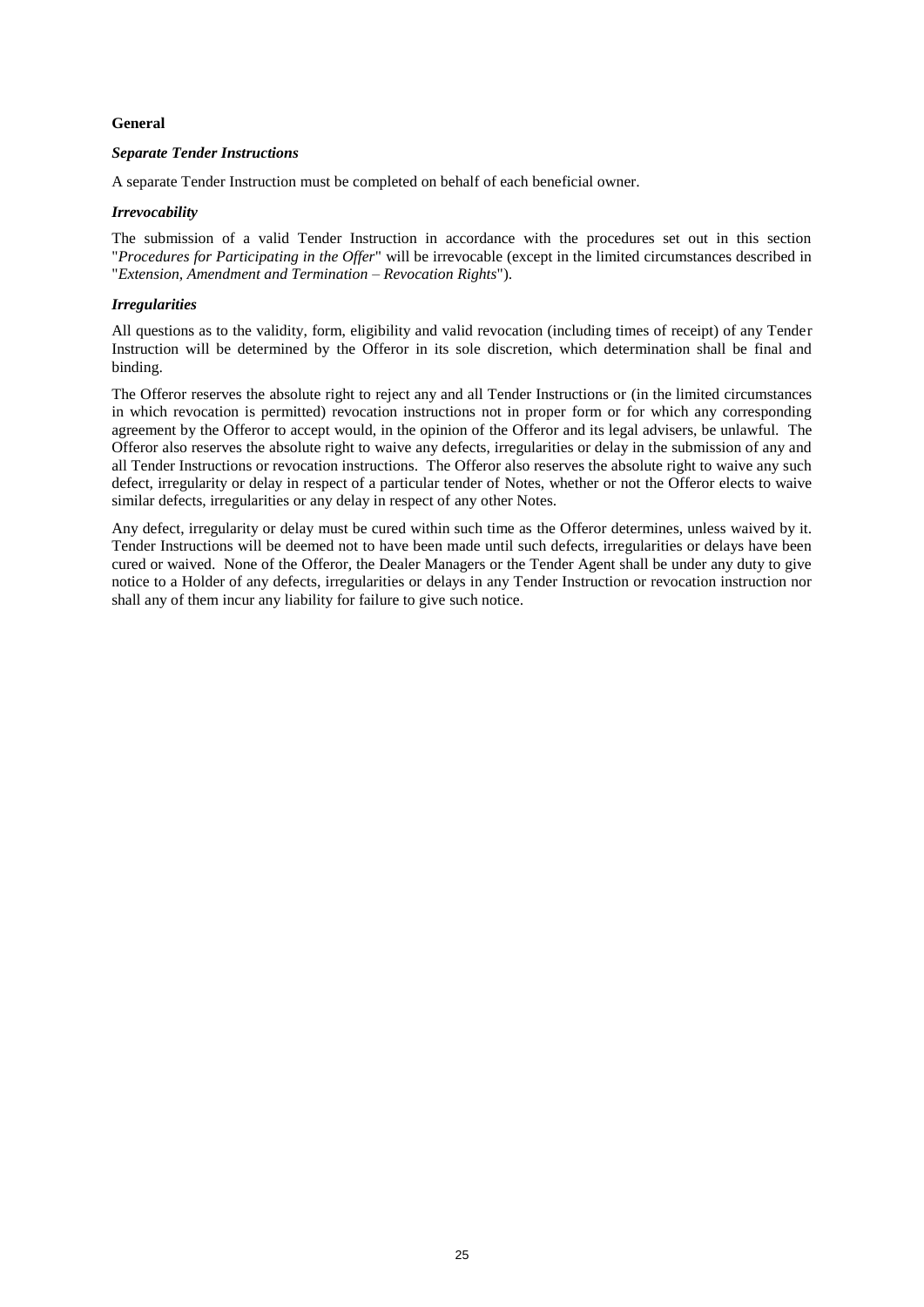**General**

***Separate Tender Instructions***

A separate Tender Instruction must be completed on behalf of each beneficial owner.

***Irrevocability***

The submission of a valid Tender Instruction in accordance with the procedures set out in this section "*Procedures for Participating in the Offer*" will be irrevocable (except in the limited circumstances described in "*Extension, Amendment and Termination – Revocation Rights*").

***Irregularities***

All questions as to the validity, form, eligibility and valid revocation (including times of receipt) of any Tender Instruction will be determined by the Offeror in its sole discretion, which determination shall be final and binding.

The Offeror reserves the absolute right to reject any and all Tender Instructions or (in the limited circumstances in which revocation is permitted) revocation instructions not in proper form or for which any corresponding agreement by the Offeror to accept would, in the opinion of the Offeror and its legal advisers, be unlawful. The Offeror also reserves the absolute right to waive any defects, irregularities or delay in the submission of any and all Tender Instructions or revocation instructions. The Offeror also reserves the absolute right to waive any such defect, irregularity or delay in respect of a particular tender of Notes, whether or not the Offeror elects to waive similar defects, irregularities or any delay in respect of any other Notes.

Any defect, irregularity or delay must be cured within such time as the Offeror determines, unless waived by it. Tender Instructions will be deemed not to have been made until such defects, irregularities or delays have been cured or waived. None of the Offeror, the Dealer Managers or the Tender Agent shall be under any duty to give notice to a Holder of any defects, irregularities or delays in any Tender Instruction or revocation instruction nor shall any of them incur any liability for failure to give such notice.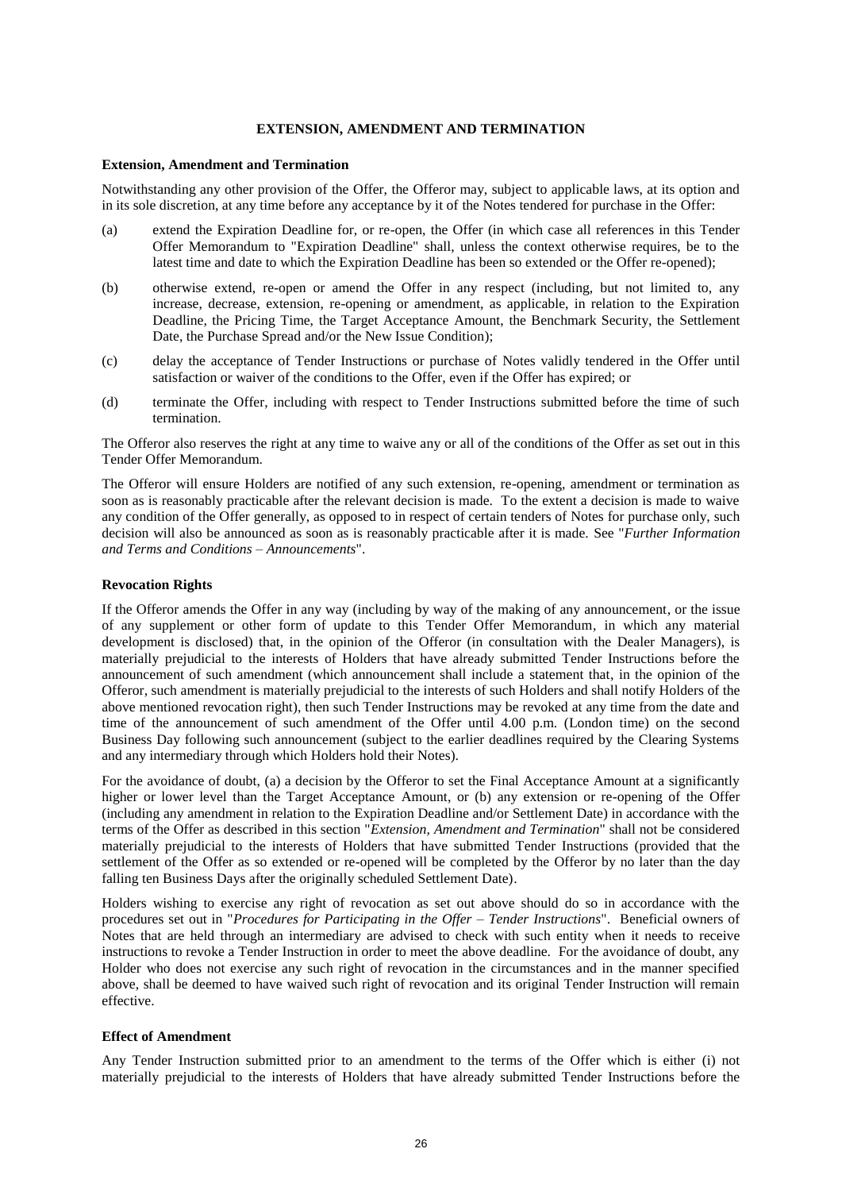## EXTENSION, AMENDMENT AND TERMINATION

**Extension, Amendment and Termination**

Notwithstanding any other provision of the Offer, the Offeror may, subject to applicable laws, at its option and in its sole discretion, at any time before any acceptance by it of the Notes tendered for purchase in the Offer:

(a) extend the Expiration Deadline for, or re-open, the Offer (in which case all references in this Tender Offer Memorandum to "Expiration Deadline" shall, unless the context otherwise requires, be to the latest time and date to which the Expiration Deadline has been so extended or the Offer re-opened);

(b) otherwise extend, re-open or amend the Offer in any respect (including, but not limited to, any increase, decrease, extension, re-opening or amendment, as applicable, in relation to the Expiration Deadline, the Pricing Time, the Target Acceptance Amount, the Benchmark Security, the Settlement Date, the Purchase Spread and/or the New Issue Condition);

(c) delay the acceptance of Tender Instructions or purchase of Notes validly tendered in the Offer until satisfaction or waiver of the conditions to the Offer, even if the Offer has expired; or

(d) terminate the Offer, including with respect to Tender Instructions submitted before the time of such termination.

The Offeror also reserves the right at any time to waive any or all of the conditions of the Offer as set out in this Tender Offer Memorandum.

The Offeror will ensure Holders are notified of any such extension, re-opening, amendment or termination as soon as is reasonably practicable after the relevant decision is made. To the extent a decision is made to waive any condition of the Offer generally, as opposed to in respect of certain tenders of Notes for purchase only, such decision will also be announced as soon as is reasonably practicable after it is made. See "*Further Information and Terms and Conditions – Announcements*".

**Revocation Rights**

If the Offeror amends the Offer in any way (including by way of the making of any announcement, or the issue of any supplement or other form of update to this Tender Offer Memorandum, in which any material development is disclosed) that, in the opinion of the Offeror (in consultation with the Dealer Managers), is materially prejudicial to the interests of Holders that have already submitted Tender Instructions before the announcement of such amendment (which announcement shall include a statement that, in the opinion of the Offeror, such amendment is materially prejudicial to the interests of such Holders and shall notify Holders of the above mentioned revocation right), then such Tender Instructions may be revoked at any time from the date and time of the announcement of such amendment of the Offer until 4.00 p.m. (London time) on the second Business Day following such announcement (subject to the earlier deadlines required by the Clearing Systems and any intermediary through which Holders hold their Notes).

For the avoidance of doubt, (a) a decision by the Offeror to set the Final Acceptance Amount at a significantly higher or lower level than the Target Acceptance Amount, or (b) any extension or re-opening of the Offer (including any amendment in relation to the Expiration Deadline and/or Settlement Date) in accordance with the terms of the Offer as described in this section "*Extension, Amendment and Termination*" shall not be considered materially prejudicial to the interests of Holders that have submitted Tender Instructions (provided that the settlement of the Offer as so extended or re-opened will be completed by the Offeror by no later than the day falling ten Business Days after the originally scheduled Settlement Date).

Holders wishing to exercise any right of revocation as set out above should do so in accordance with the procedures set out in "*Procedures for Participating in the Offer – Tender Instructions*". Beneficial owners of Notes that are held through an intermediary are advised to check with such entity when it needs to receive instructions to revoke a Tender Instruction in order to meet the above deadline. For the avoidance of doubt, any Holder who does not exercise any such right of revocation in the circumstances and in the manner specified above, shall be deemed to have waived such right of revocation and its original Tender Instruction will remain effective.

**Effect of Amendment**

Any Tender Instruction submitted prior to an amendment to the terms of the Offer which is either (i) not materially prejudicial to the interests of Holders that have already submitted Tender Instructions before the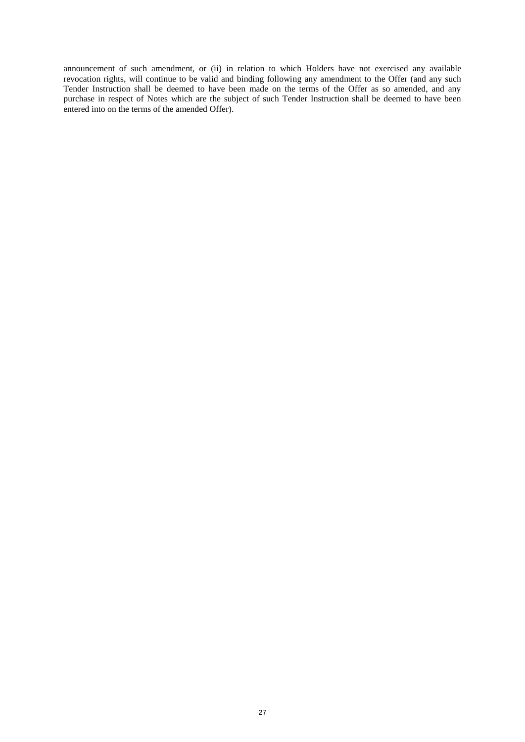announcement of such amendment, or (ii) in relation to which Holders have not exercised any available revocation rights, will continue to be valid and binding following any amendment to the Offer (and any such Tender Instruction shall be deemed to have been made on the terms of the Offer as so amended, and any purchase in respect of Notes which are the subject of such Tender Instruction shall be deemed to have been entered into on the terms of the amended Offer).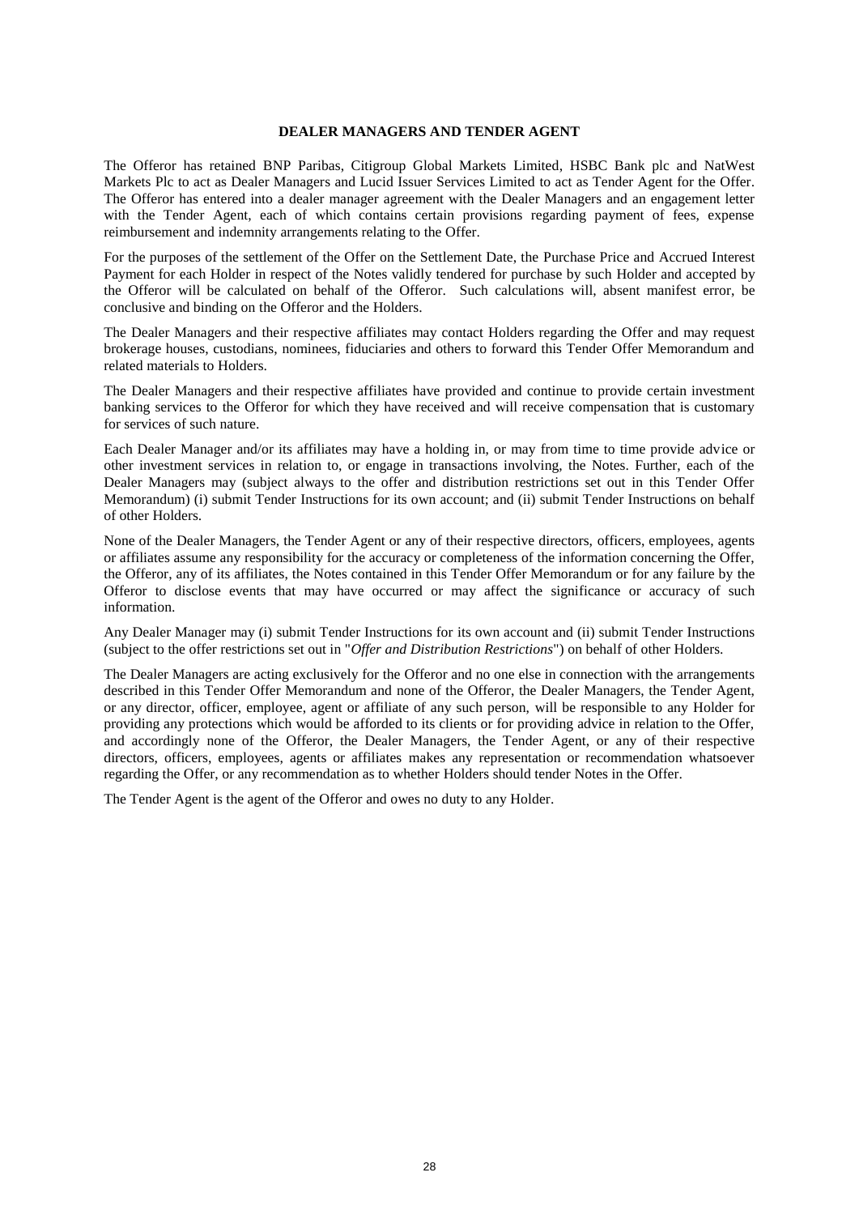## DEALER MANAGERS AND TENDER AGENT

The Offeror has retained BNP Paribas, Citigroup Global Markets Limited, HSBC Bank plc and NatWest Markets Plc to act as Dealer Managers and Lucid Issuer Services Limited to act as Tender Agent for the Offer. The Offeror has entered into a dealer manager agreement with the Dealer Managers and an engagement letter with the Tender Agent, each of which contains certain provisions regarding payment of fees, expense reimbursement and indemnity arrangements relating to the Offer.

For the purposes of the settlement of the Offer on the Settlement Date, the Purchase Price and Accrued Interest Payment for each Holder in respect of the Notes validly tendered for purchase by such Holder and accepted by the Offeror will be calculated on behalf of the Offeror. Such calculations will, absent manifest error, be conclusive and binding on the Offeror and the Holders.

The Dealer Managers and their respective affiliates may contact Holders regarding the Offer and may request brokerage houses, custodians, nominees, fiduciaries and others to forward this Tender Offer Memorandum and related materials to Holders.

The Dealer Managers and their respective affiliates have provided and continue to provide certain investment banking services to the Offeror for which they have received and will receive compensation that is customary for services of such nature.

Each Dealer Manager and/or its affiliates may have a holding in, or may from time to time provide advice or other investment services in relation to, or engage in transactions involving, the Notes. Further, each of the Dealer Managers may (subject always to the offer and distribution restrictions set out in this Tender Offer Memorandum) (i) submit Tender Instructions for its own account; and (ii) submit Tender Instructions on behalf of other Holders.

None of the Dealer Managers, the Tender Agent or any of their respective directors, officers, employees, agents or affiliates assume any responsibility for the accuracy or completeness of the information concerning the Offer, the Offeror, any of its affiliates, the Notes contained in this Tender Offer Memorandum or for any failure by the Offeror to disclose events that may have occurred or may affect the significance or accuracy of such information.

Any Dealer Manager may (i) submit Tender Instructions for its own account and (ii) submit Tender Instructions (subject to the offer restrictions set out in "*Offer and Distribution Restrictions*") on behalf of other Holders.

The Dealer Managers are acting exclusively for the Offeror and no one else in connection with the arrangements described in this Tender Offer Memorandum and none of the Offeror, the Dealer Managers, the Tender Agent, or any director, officer, employee, agent or affiliate of any such person, will be responsible to any Holder for providing any protections which would be afforded to its clients or for providing advice in relation to the Offer, and accordingly none of the Offeror, the Dealer Managers, the Tender Agent, or any of their respective directors, officers, employees, agents or affiliates makes any representation or recommendation whatsoever regarding the Offer, or any recommendation as to whether Holders should tender Notes in the Offer.

The Tender Agent is the agent of the Offeror and owes no duty to any Holder.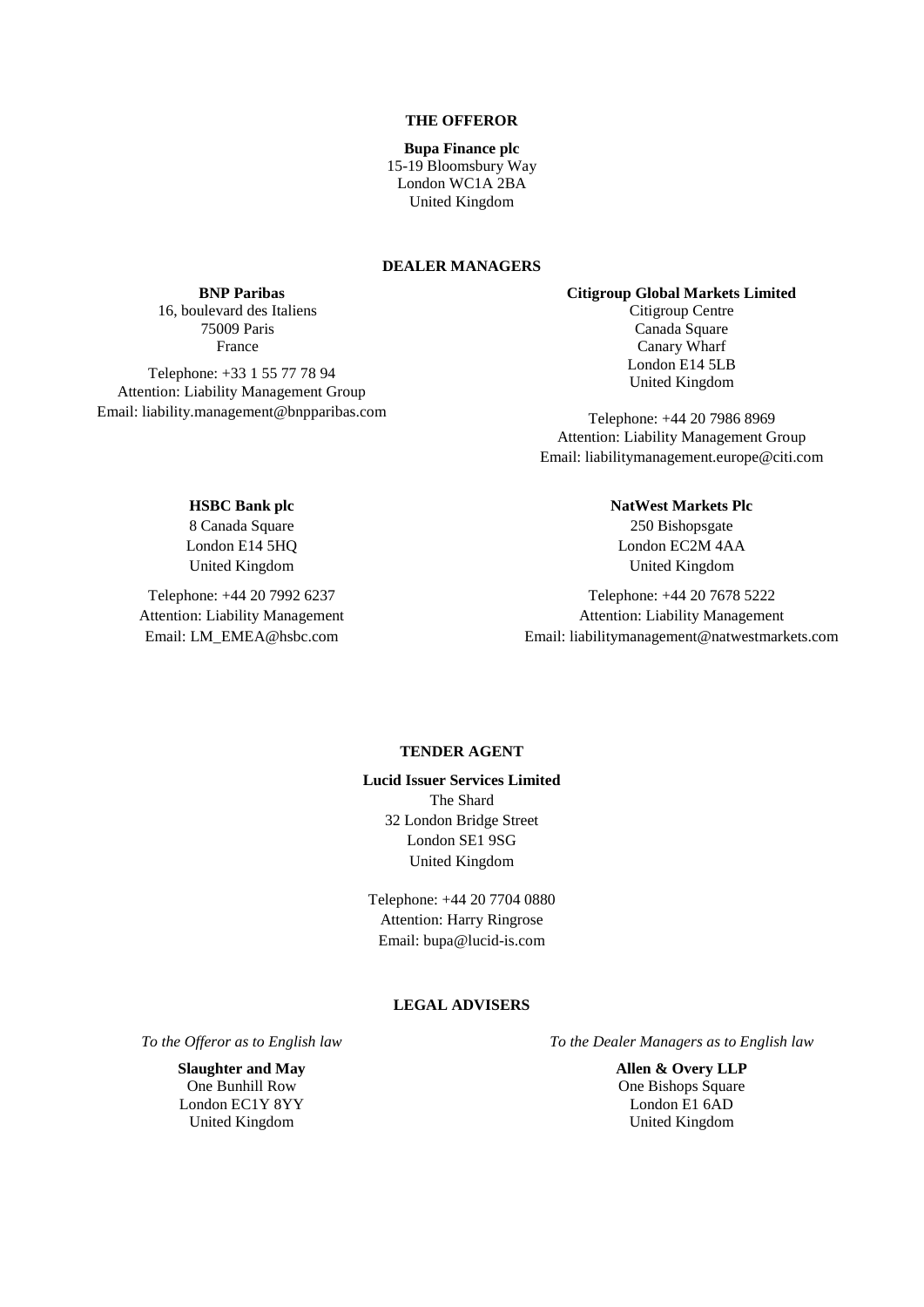## THE OFFEROR

**Bupa Finance plc**
15-19 Bloomsbury Way
London WC1A 2BA
United Kingdom

## DEALER MANAGERS

**BNP Paribas**
16, boulevard des Italiens
75009 Paris
France

Telephone: +33 1 55 77 78 94
Attention: Liability Management Group
Email: liability.management@bnpparibas.com

**Citigroup Global Markets Limited**
Citigroup Centre
Canada Square
Canary Wharf
London E14 5LB
United Kingdom

Telephone: +44 20 7986 8969
Attention: Liability Management Group
Email: liabilitymanagement.europe@citi.com

**HSBC Bank plc**
8 Canada Square
London E14 5HQ
United Kingdom

Telephone: +44 20 7992 6237
Attention: Liability Management
Email: LM_EMEA@hsbc.com

**NatWest Markets Plc**
250 Bishopsgate
London EC2M 4AA
United Kingdom

Telephone: +44 20 7678 5222
Attention: Liability Management
Email: liabilitymanagement@natwestmarkets.com

## TENDER AGENT

**Lucid Issuer Services Limited**
The Shard
32 London Bridge Street
London SE1 9SG
United Kingdom

Telephone: +44 20 7704 0880
Attention: Harry Ringrose
Email: bupa@lucid-is.com

## LEGAL ADVISERS

*To the Offeror as to English law*

**Slaughter and May**
One Bunhill Row
London EC1Y 8YY
United Kingdom

*To the Dealer Managers as to English law*

**Allen & Overy LLP**
One Bishops Square
London E1 6AD
United Kingdom